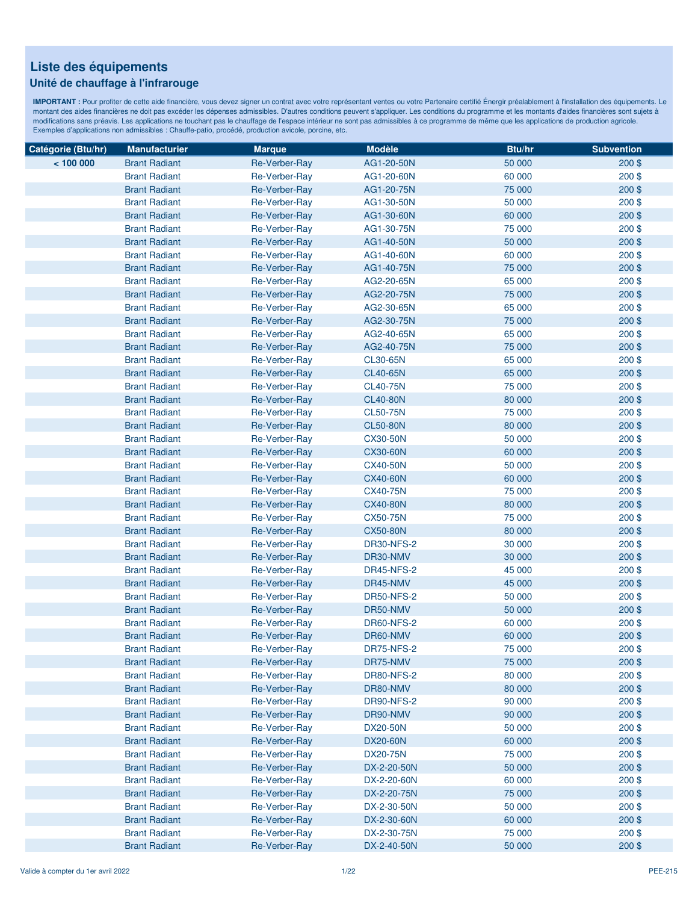# Liste des équipements

## Unité de chauffage à l'infrarouge

**IMPORTANT :** Pour profiter de cette aide financière, vous devez signer un contrat avec votre représentant ventes ou votre Partenaire certifié Énergir préalablement à l'installation des équipements. Le montant des aides financières ne doit pas excéder les dépenses admissibles. D'autres conditions peuvent s'appliquer. Les conditions du programme et les montants d'aides financières sont sujets à modifications sans préavis. Les applications ne touchant pas le chauffage de l'espace intérieur ne sont pas admissibles à ce programme de même que les applications de production agricole. Exemples d'applications non admissibles : Chauffe-patio, procédé, production avicole, porcine, etc.

| Catégorie (Btu/hr) | Manufacturier | Marque | Modèle | Btu/hr | Subvention |
|---|---|---|---|---|---|
| < 100 000 | Brant Radiant | Re-Verber-Ray | AG1-20-50N | 50 000 | 200 $ |
| | Brant Radiant | Re-Verber-Ray | AG1-20-60N | 60 000 | 200 $ |
| | Brant Radiant | Re-Verber-Ray | AG1-20-75N | 75 000 | 200 $ |
| | Brant Radiant | Re-Verber-Ray | AG1-30-50N | 50 000 | 200 $ |
| | Brant Radiant | Re-Verber-Ray | AG1-30-60N | 60 000 | 200 $ |
| | Brant Radiant | Re-Verber-Ray | AG1-30-75N | 75 000 | 200 $ |
| | Brant Radiant | Re-Verber-Ray | AG1-40-50N | 50 000 | 200 $ |
| | Brant Radiant | Re-Verber-Ray | AG1-40-60N | 60 000 | 200 $ |
| | Brant Radiant | Re-Verber-Ray | AG1-40-75N | 75 000 | 200 $ |
| | Brant Radiant | Re-Verber-Ray | AG2-20-65N | 65 000 | 200 $ |
| | Brant Radiant | Re-Verber-Ray | AG2-20-75N | 75 000 | 200 $ |
| | Brant Radiant | Re-Verber-Ray | AG2-30-65N | 65 000 | 200 $ |
| | Brant Radiant | Re-Verber-Ray | AG2-30-75N | 75 000 | 200 $ |
| | Brant Radiant | Re-Verber-Ray | AG2-40-65N | 65 000 | 200 $ |
| | Brant Radiant | Re-Verber-Ray | AG2-40-75N | 75 000 | 200 $ |
| | Brant Radiant | Re-Verber-Ray | CL30-65N | 65 000 | 200 $ |
| | Brant Radiant | Re-Verber-Ray | CL40-65N | 65 000 | 200 $ |
| | Brant Radiant | Re-Verber-Ray | CL40-75N | 75 000 | 200 $ |
| | Brant Radiant | Re-Verber-Ray | CL40-80N | 80 000 | 200 $ |
| | Brant Radiant | Re-Verber-Ray | CL50-75N | 75 000 | 200 $ |
| | Brant Radiant | Re-Verber-Ray | CL50-80N | 80 000 | 200 $ |
| | Brant Radiant | Re-Verber-Ray | CX30-50N | 50 000 | 200 $ |
| | Brant Radiant | Re-Verber-Ray | CX30-60N | 60 000 | 200 $ |
| | Brant Radiant | Re-Verber-Ray | CX40-50N | 50 000 | 200 $ |
| | Brant Radiant | Re-Verber-Ray | CX40-60N | 60 000 | 200 $ |
| | Brant Radiant | Re-Verber-Ray | CX40-75N | 75 000 | 200 $ |
| | Brant Radiant | Re-Verber-Ray | CX40-80N | 80 000 | 200 $ |
| | Brant Radiant | Re-Verber-Ray | CX50-75N | 75 000 | 200 $ |
| | Brant Radiant | Re-Verber-Ray | CX50-80N | 80 000 | 200 $ |
| | Brant Radiant | Re-Verber-Ray | DR30-NFS-2 | 30 000 | 200 $ |
| | Brant Radiant | Re-Verber-Ray | DR30-NMV | 30 000 | 200 $ |
| | Brant Radiant | Re-Verber-Ray | DR45-NFS-2 | 45 000 | 200 $ |
| | Brant Radiant | Re-Verber-Ray | DR45-NMV | 45 000 | 200 $ |
| | Brant Radiant | Re-Verber-Ray | DR50-NFS-2 | 50 000 | 200 $ |
| | Brant Radiant | Re-Verber-Ray | DR50-NMV | 50 000 | 200 $ |
| | Brant Radiant | Re-Verber-Ray | DR60-NFS-2 | 60 000 | 200 $ |
| | Brant Radiant | Re-Verber-Ray | DR60-NMV | 60 000 | 200 $ |
| | Brant Radiant | Re-Verber-Ray | DR75-NFS-2 | 75 000 | 200 $ |
| | Brant Radiant | Re-Verber-Ray | DR75-NMV | 75 000 | 200 $ |
| | Brant Radiant | Re-Verber-Ray | DR80-NFS-2 | 80 000 | 200 $ |
| | Brant Radiant | Re-Verber-Ray | DR80-NMV | 80 000 | 200 $ |
| | Brant Radiant | Re-Verber-Ray | DR90-NFS-2 | 90 000 | 200 $ |
| | Brant Radiant | Re-Verber-Ray | DR90-NMV | 90 000 | 200 $ |
| | Brant Radiant | Re-Verber-Ray | DX20-50N | 50 000 | 200 $ |
| | Brant Radiant | Re-Verber-Ray | DX20-60N | 60 000 | 200 $ |
| | Brant Radiant | Re-Verber-Ray | DX20-75N | 75 000 | 200 $ |
| | Brant Radiant | Re-Verber-Ray | DX-2-20-50N | 50 000 | 200 $ |
| | Brant Radiant | Re-Verber-Ray | DX-2-20-60N | 60 000 | 200 $ |
| | Brant Radiant | Re-Verber-Ray | DX-2-20-75N | 75 000 | 200 $ |
| | Brant Radiant | Re-Verber-Ray | DX-2-30-50N | 50 000 | 200 $ |
| | Brant Radiant | Re-Verber-Ray | DX-2-30-60N | 60 000 | 200 $ |
| | Brant Radiant | Re-Verber-Ray | DX-2-30-75N | 75 000 | 200 $ |
| | Brant Radiant | Re-Verber-Ray | DX-2-40-50N | 50 000 | 200 $ |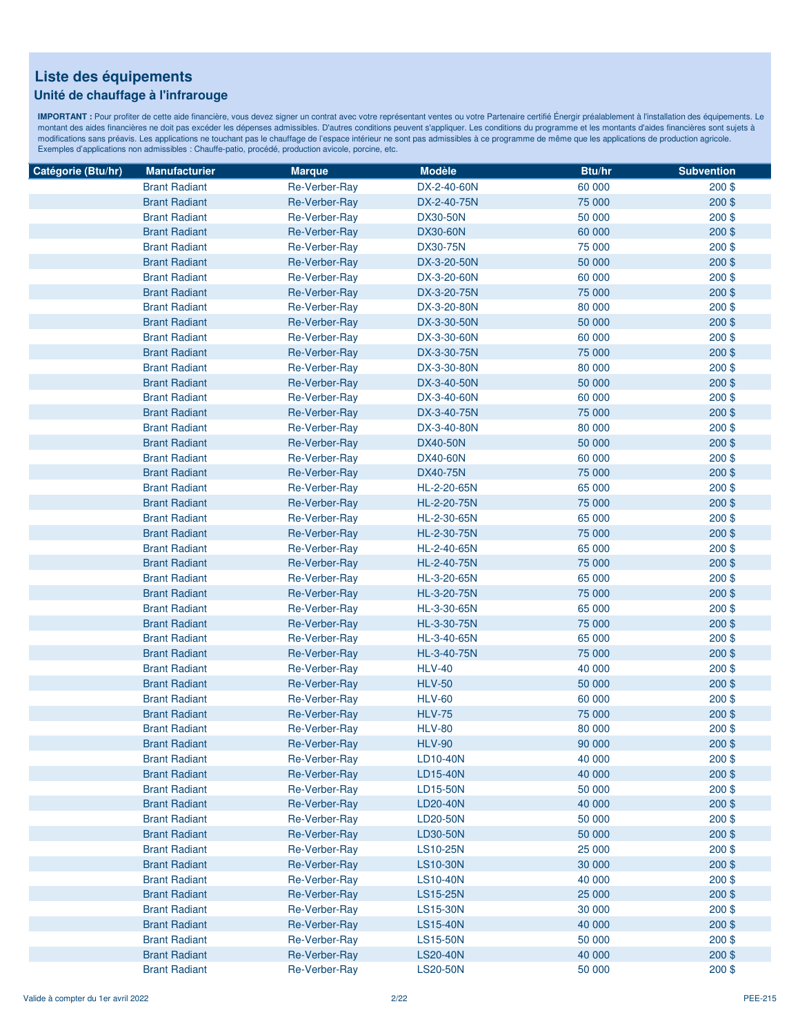# Liste des équipements

## Unité de chauffage à l'infrarouge

**IMPORTANT :** Pour profiter de cette aide financière, vous devez signer un contrat avec votre représentant ventes ou votre Partenaire certifié Énergir préalablement à l'installation des équipements. Le montant des aides financières ne doit pas excéder les dépenses admissibles. D'autres conditions peuvent s'appliquer. Les conditions du programme et les montants d'aides financières sont sujets à modifications sans préavis. Les applications ne touchant pas le chauffage de l'espace intérieur ne sont pas admissibles à ce programme de même que les applications de production agricole. Exemples d'applications non admissibles : Chauffe-patio, procédé, production avicole, porcine, etc.

| Catégorie (Btu/hr) | Manufacturier | Marque | Modèle | Btu/hr | Subvention |
|---|---|---|---|---|---|
| | Brant Radiant | Re-Verber-Ray | DX-2-40-60N | 60 000 | 200 $ |
| | Brant Radiant | Re-Verber-Ray | DX-2-40-75N | 75 000 | 200 $ |
| | Brant Radiant | Re-Verber-Ray | DX30-50N | 50 000 | 200 $ |
| | Brant Radiant | Re-Verber-Ray | DX30-60N | 60 000 | 200 $ |
| | Brant Radiant | Re-Verber-Ray | DX30-75N | 75 000 | 200 $ |
| | Brant Radiant | Re-Verber-Ray | DX-3-20-50N | 50 000 | 200 $ |
| | Brant Radiant | Re-Verber-Ray | DX-3-20-60N | 60 000 | 200 $ |
| | Brant Radiant | Re-Verber-Ray | DX-3-20-75N | 75 000 | 200 $ |
| | Brant Radiant | Re-Verber-Ray | DX-3-20-80N | 80 000 | 200 $ |
| | Brant Radiant | Re-Verber-Ray | DX-3-30-50N | 50 000 | 200 $ |
| | Brant Radiant | Re-Verber-Ray | DX-3-30-60N | 60 000 | 200 $ |
| | Brant Radiant | Re-Verber-Ray | DX-3-30-75N | 75 000 | 200 $ |
| | Brant Radiant | Re-Verber-Ray | DX-3-30-80N | 80 000 | 200 $ |
| | Brant Radiant | Re-Verber-Ray | DX-3-40-50N | 50 000 | 200 $ |
| | Brant Radiant | Re-Verber-Ray | DX-3-40-60N | 60 000 | 200 $ |
| | Brant Radiant | Re-Verber-Ray | DX-3-40-75N | 75 000 | 200 $ |
| | Brant Radiant | Re-Verber-Ray | DX-3-40-80N | 80 000 | 200 $ |
| | Brant Radiant | Re-Verber-Ray | DX40-50N | 50 000 | 200 $ |
| | Brant Radiant | Re-Verber-Ray | DX40-60N | 60 000 | 200 $ |
| | Brant Radiant | Re-Verber-Ray | DX40-75N | 75 000 | 200 $ |
| | Brant Radiant | Re-Verber-Ray | HL-2-20-65N | 65 000 | 200 $ |
| | Brant Radiant | Re-Verber-Ray | HL-2-20-75N | 75 000 | 200 $ |
| | Brant Radiant | Re-Verber-Ray | HL-2-30-65N | 65 000 | 200 $ |
| | Brant Radiant | Re-Verber-Ray | HL-2-30-75N | 75 000 | 200 $ |
| | Brant Radiant | Re-Verber-Ray | HL-2-40-65N | 65 000 | 200 $ |
| | Brant Radiant | Re-Verber-Ray | HL-2-40-75N | 75 000 | 200 $ |
| | Brant Radiant | Re-Verber-Ray | HL-3-20-65N | 65 000 | 200 $ |
| | Brant Radiant | Re-Verber-Ray | HL-3-20-75N | 75 000 | 200 $ |
| | Brant Radiant | Re-Verber-Ray | HL-3-30-65N | 65 000 | 200 $ |
| | Brant Radiant | Re-Verber-Ray | HL-3-30-75N | 75 000 | 200 $ |
| | Brant Radiant | Re-Verber-Ray | HL-3-40-65N | 65 000 | 200 $ |
| | Brant Radiant | Re-Verber-Ray | HL-3-40-75N | 75 000 | 200 $ |
| | Brant Radiant | Re-Verber-Ray | HLV-40 | 40 000 | 200 $ |
| | Brant Radiant | Re-Verber-Ray | HLV-50 | 50 000 | 200 $ |
| | Brant Radiant | Re-Verber-Ray | HLV-60 | 60 000 | 200 $ |
| | Brant Radiant | Re-Verber-Ray | HLV-75 | 75 000 | 200 $ |
| | Brant Radiant | Re-Verber-Ray | HLV-80 | 80 000 | 200 $ |
| | Brant Radiant | Re-Verber-Ray | HLV-90 | 90 000 | 200 $ |
| | Brant Radiant | Re-Verber-Ray | LD10-40N | 40 000 | 200 $ |
| | Brant Radiant | Re-Verber-Ray | LD15-40N | 40 000 | 200 $ |
| | Brant Radiant | Re-Verber-Ray | LD15-50N | 50 000 | 200 $ |
| | Brant Radiant | Re-Verber-Ray | LD20-40N | 40 000 | 200 $ |
| | Brant Radiant | Re-Verber-Ray | LD20-50N | 50 000 | 200 $ |
| | Brant Radiant | Re-Verber-Ray | LD30-50N | 50 000 | 200 $ |
| | Brant Radiant | Re-Verber-Ray | LS10-25N | 25 000 | 200 $ |
| | Brant Radiant | Re-Verber-Ray | LS10-30N | 30 000 | 200 $ |
| | Brant Radiant | Re-Verber-Ray | LS10-40N | 40 000 | 200 $ |
| | Brant Radiant | Re-Verber-Ray | LS15-25N | 25 000 | 200 $ |
| | Brant Radiant | Re-Verber-Ray | LS15-30N | 30 000 | 200 $ |
| | Brant Radiant | Re-Verber-Ray | LS15-40N | 40 000 | 200 $ |
| | Brant Radiant | Re-Verber-Ray | LS15-50N | 50 000 | 200 $ |
| | Brant Radiant | Re-Verber-Ray | LS20-40N | 40 000 | 200 $ |
| | Brant Radiant | Re-Verber-Ray | LS20-50N | 50 000 | 200 $ |

Valide à compter du 1er avril 2022

PEE-215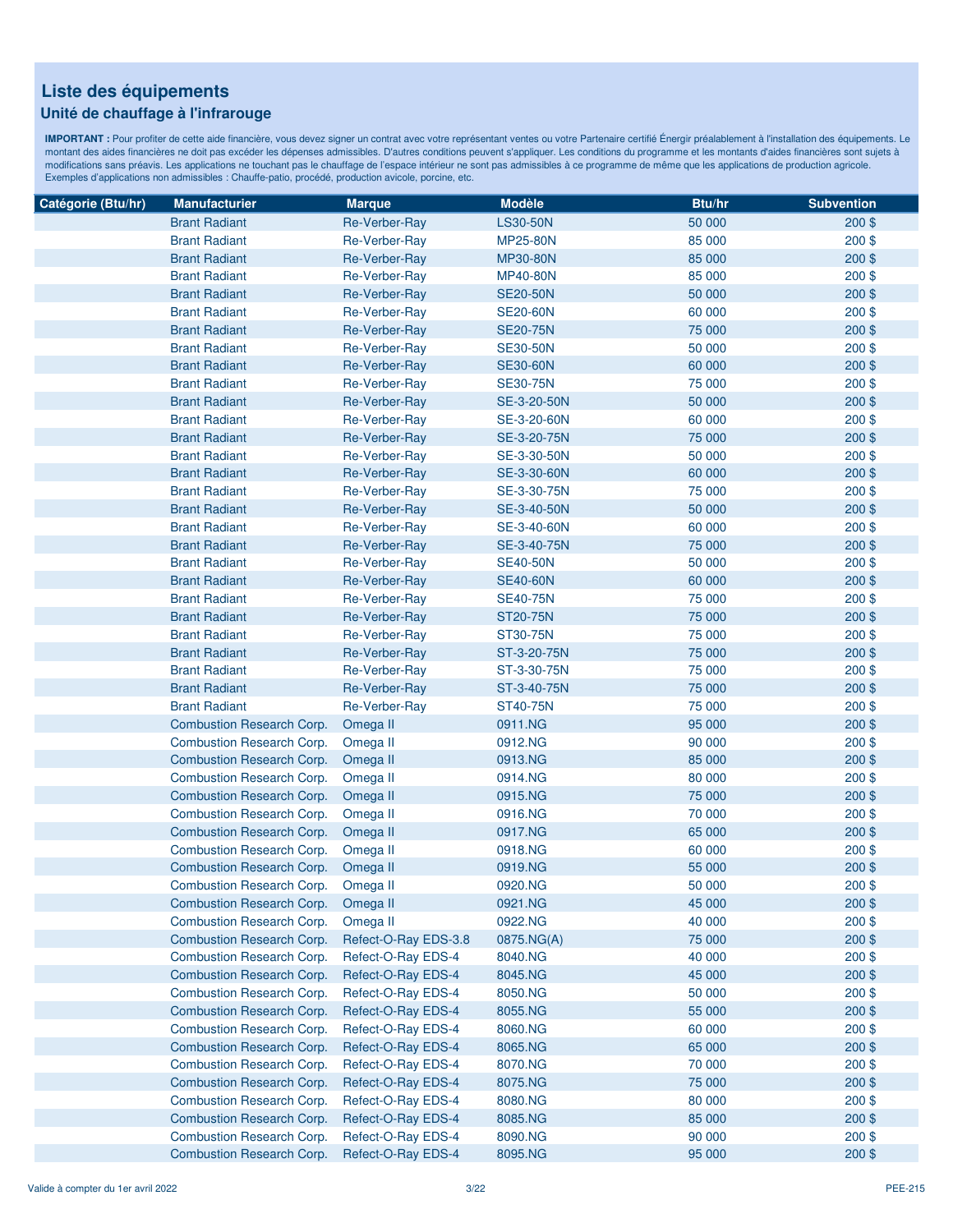## Liste des équipements

### Unité de chauffage à l'infrarouge

**IMPORTANT :** Pour profiter de cette aide financière, vous devez signer un contrat avec votre représentant ventes ou votre Partenaire certifié Énergir préalablement à l'installation des équipements. Le montant des aides financières ne doit pas excéder les dépenses admissibles. D'autres conditions peuvent s'appliquer. Les conditions du programme et les montants d'aides financières sont sujets à modifications sans préavis. Les applications ne touchant pas le chauffage de l'espace intérieur ne sont pas admissibles à ce programme de même que les applications de production agricole. Exemples d'applications non admissibles : Chauffe-patio, procédé, production avicole, porcine, etc.

| Catégorie (Btu/hr) | Manufacturier | Marque | Modèle | Btu/hr | Subvention |
|---|---|---|---|---|---|
| | Brant Radiant | Re-Verber-Ray | LS30-50N | 50 000 | 200 $ |
| | Brant Radiant | Re-Verber-Ray | MP25-80N | 85 000 | 200 $ |
| | Brant Radiant | Re-Verber-Ray | MP30-80N | 85 000 | 200 $ |
| | Brant Radiant | Re-Verber-Ray | MP40-80N | 85 000 | 200 $ |
| | Brant Radiant | Re-Verber-Ray | SE20-50N | 50 000 | 200 $ |
| | Brant Radiant | Re-Verber-Ray | SE20-60N | 60 000 | 200 $ |
| | Brant Radiant | Re-Verber-Ray | SE20-75N | 75 000 | 200 $ |
| | Brant Radiant | Re-Verber-Ray | SE30-50N | 50 000 | 200 $ |
| | Brant Radiant | Re-Verber-Ray | SE30-60N | 60 000 | 200 $ |
| | Brant Radiant | Re-Verber-Ray | SE30-75N | 75 000 | 200 $ |
| | Brant Radiant | Re-Verber-Ray | SE-3-20-50N | 50 000 | 200 $ |
| | Brant Radiant | Re-Verber-Ray | SE-3-20-60N | 60 000 | 200 $ |
| | Brant Radiant | Re-Verber-Ray | SE-3-20-75N | 75 000 | 200 $ |
| | Brant Radiant | Re-Verber-Ray | SE-3-30-50N | 50 000 | 200 $ |
| | Brant Radiant | Re-Verber-Ray | SE-3-30-60N | 60 000 | 200 $ |
| | Brant Radiant | Re-Verber-Ray | SE-3-30-75N | 75 000 | 200 $ |
| | Brant Radiant | Re-Verber-Ray | SE-3-40-50N | 50 000 | 200 $ |
| | Brant Radiant | Re-Verber-Ray | SE-3-40-60N | 60 000 | 200 $ |
| | Brant Radiant | Re-Verber-Ray | SE-3-40-75N | 75 000 | 200 $ |
| | Brant Radiant | Re-Verber-Ray | SE40-50N | 50 000 | 200 $ |
| | Brant Radiant | Re-Verber-Ray | SE40-60N | 60 000 | 200 $ |
| | Brant Radiant | Re-Verber-Ray | SE40-75N | 75 000 | 200 $ |
| | Brant Radiant | Re-Verber-Ray | ST20-75N | 75 000 | 200 $ |
| | Brant Radiant | Re-Verber-Ray | ST30-75N | 75 000 | 200 $ |
| | Brant Radiant | Re-Verber-Ray | ST-3-20-75N | 75 000 | 200 $ |
| | Brant Radiant | Re-Verber-Ray | ST-3-30-75N | 75 000 | 200 $ |
| | Brant Radiant | Re-Verber-Ray | ST-3-40-75N | 75 000 | 200 $ |
| | Brant Radiant | Re-Verber-Ray | ST40-75N | 75 000 | 200 $ |
| | Combustion Research Corp. | Omega II | 0911.NG | 95 000 | 200 $ |
| | Combustion Research Corp. | Omega II | 0912.NG | 90 000 | 200 $ |
| | Combustion Research Corp. | Omega II | 0913.NG | 85 000 | 200 $ |
| | Combustion Research Corp. | Omega II | 0914.NG | 80 000 | 200 $ |
| | Combustion Research Corp. | Omega II | 0915.NG | 75 000 | 200 $ |
| | Combustion Research Corp. | Omega II | 0916.NG | 70 000 | 200 $ |
| | Combustion Research Corp. | Omega II | 0917.NG | 65 000 | 200 $ |
| | Combustion Research Corp. | Omega II | 0918.NG | 60 000 | 200 $ |
| | Combustion Research Corp. | Omega II | 0919.NG | 55 000 | 200 $ |
| | Combustion Research Corp. | Omega II | 0920.NG | 50 000 | 200 $ |
| | Combustion Research Corp. | Omega II | 0921.NG | 45 000 | 200 $ |
| | Combustion Research Corp. | Omega II | 0922.NG | 40 000 | 200 $ |
| | Combustion Research Corp. | Refect-O-Ray EDS-3.8 | 0875.NG(A) | 75 000 | 200 $ |
| | Combustion Research Corp. | Refect-O-Ray EDS-4 | 8040.NG | 40 000 | 200 $ |
| | Combustion Research Corp. | Refect-O-Ray EDS-4 | 8045.NG | 45 000 | 200 $ |
| | Combustion Research Corp. | Refect-O-Ray EDS-4 | 8050.NG | 50 000 | 200 $ |
| | Combustion Research Corp. | Refect-O-Ray EDS-4 | 8055.NG | 55 000 | 200 $ |
| | Combustion Research Corp. | Refect-O-Ray EDS-4 | 8060.NG | 60 000 | 200 $ |
| | Combustion Research Corp. | Refect-O-Ray EDS-4 | 8065.NG | 65 000 | 200 $ |
| | Combustion Research Corp. | Refect-O-Ray EDS-4 | 8070.NG | 70 000 | 200 $ |
| | Combustion Research Corp. | Refect-O-Ray EDS-4 | 8075.NG | 75 000 | 200 $ |
| | Combustion Research Corp. | Refect-O-Ray EDS-4 | 8080.NG | 80 000 | 200 $ |
| | Combustion Research Corp. | Refect-O-Ray EDS-4 | 8085.NG | 85 000 | 200 $ |
| | Combustion Research Corp. | Refect-O-Ray EDS-4 | 8090.NG | 90 000 | 200 $ |
| | Combustion Research Corp. | Refect-O-Ray EDS-4 | 8095.NG | 95 000 | 200 $ |

Valide à compter du 1er avril 2022

PEE-215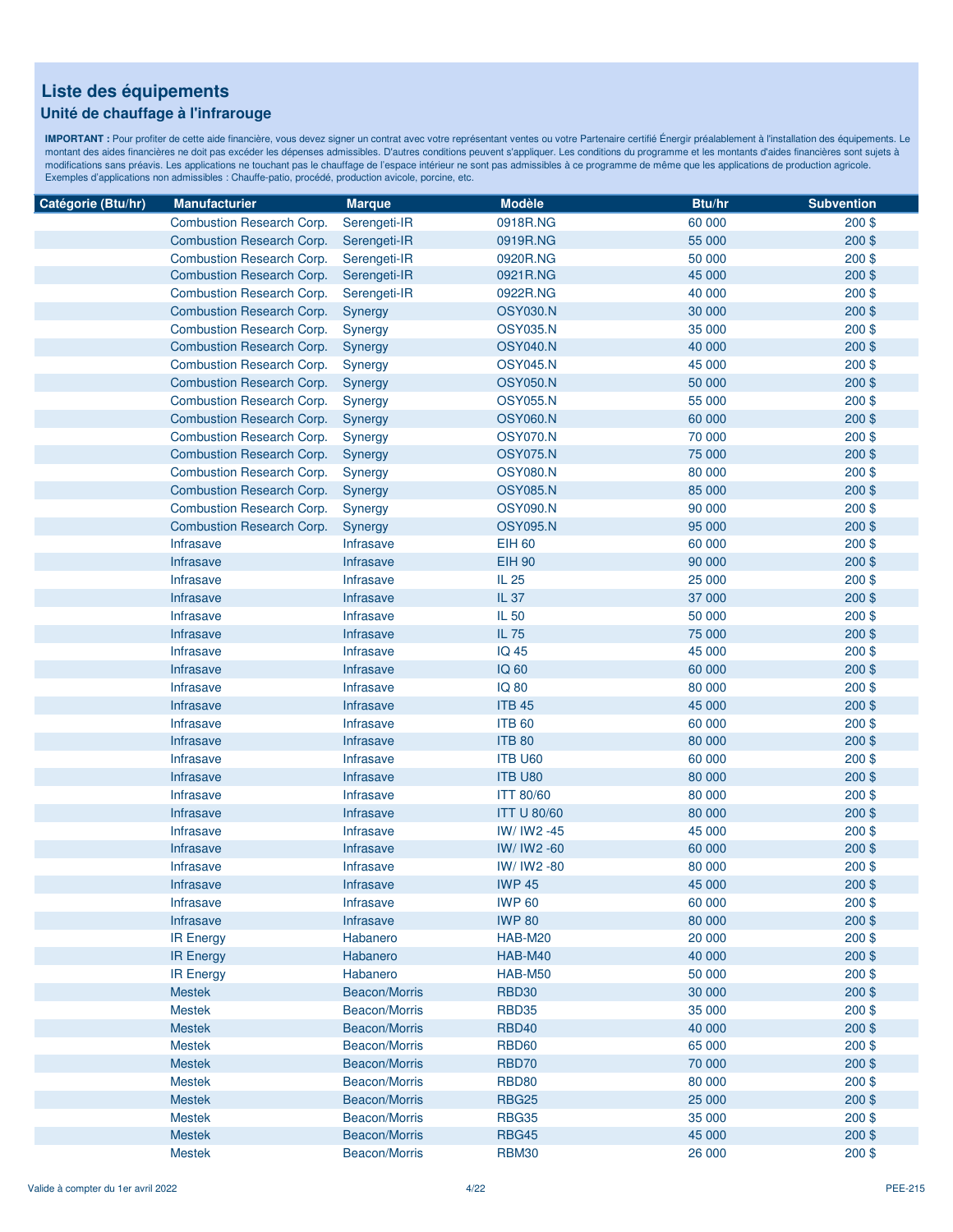# Liste des équipements

## Unité de chauffage à l'infrarouge

**IMPORTANT :** Pour profiter de cette aide financière, vous devez signer un contrat avec votre représentant ventes ou votre Partenaire certifié Énergir préalablement à l'installation des équipements. Le montant des aides financières ne doit pas excéder les dépenses admissibles. D'autres conditions peuvent s'appliquer. Les conditions du programme et les montants d'aides financières sont sujets à modifications sans préavis. Les applications ne touchant pas le chauffage de l'espace intérieur ne sont pas admissibles à ce programme de même que les applications de production agricole. Exemples d'applications non admissibles : Chauffe-patio, procédé, production avicole, porcine, etc.

| Catégorie (Btu/hr) | Manufacturier | Marque | Modèle | Btu/hr | Subvention |
|---|---|---|---|---|---|
| | Combustion Research Corp. | Serengeti-IR | 0918R.NG | 60 000 | 200 $ |
| | Combustion Research Corp. | Serengeti-IR | 0919R.NG | 55 000 | 200 $ |
| | Combustion Research Corp. | Serengeti-IR | 0920R.NG | 50 000 | 200 $ |
| | Combustion Research Corp. | Serengeti-IR | 0921R.NG | 45 000 | 200 $ |
| | Combustion Research Corp. | Serengeti-IR | 0922R.NG | 40 000 | 200 $ |
| | Combustion Research Corp. | Synergy | OSY030.N | 30 000 | 200 $ |
| | Combustion Research Corp. | Synergy | OSY035.N | 35 000 | 200 $ |
| | Combustion Research Corp. | Synergy | OSY040.N | 40 000 | 200 $ |
| | Combustion Research Corp. | Synergy | OSY045.N | 45 000 | 200 $ |
| | Combustion Research Corp. | Synergy | OSY050.N | 50 000 | 200 $ |
| | Combustion Research Corp. | Synergy | OSY055.N | 55 000 | 200 $ |
| | Combustion Research Corp. | Synergy | OSY060.N | 60 000 | 200 $ |
| | Combustion Research Corp. | Synergy | OSY070.N | 70 000 | 200 $ |
| | Combustion Research Corp. | Synergy | OSY075.N | 75 000 | 200 $ |
| | Combustion Research Corp. | Synergy | OSY080.N | 80 000 | 200 $ |
| | Combustion Research Corp. | Synergy | OSY085.N | 85 000 | 200 $ |
| | Combustion Research Corp. | Synergy | OSY090.N | 90 000 | 200 $ |
| | Combustion Research Corp. | Synergy | OSY095.N | 95 000 | 200 $ |
| | Infrasave | Infrasave | EIH 60 | 60 000 | 200 $ |
| | Infrasave | Infrasave | EIH 90 | 90 000 | 200 $ |
| | Infrasave | Infrasave | IL 25 | 25 000 | 200 $ |
| | Infrasave | Infrasave | IL 37 | 37 000 | 200 $ |
| | Infrasave | Infrasave | IL 50 | 50 000 | 200 $ |
| | Infrasave | Infrasave | IL 75 | 75 000 | 200 $ |
| | Infrasave | Infrasave | IQ 45 | 45 000 | 200 $ |
| | Infrasave | Infrasave | IQ 60 | 60 000 | 200 $ |
| | Infrasave | Infrasave | IQ 80 | 80 000 | 200 $ |
| | Infrasave | Infrasave | ITB 45 | 45 000 | 200 $ |
| | Infrasave | Infrasave | ITB 60 | 60 000 | 200 $ |
| | Infrasave | Infrasave | ITB 80 | 80 000 | 200 $ |
| | Infrasave | Infrasave | ITB U60 | 60 000 | 200 $ |
| | Infrasave | Infrasave | ITB U80 | 80 000 | 200 $ |
| | Infrasave | Infrasave | ITT 80/60 | 80 000 | 200 $ |
| | Infrasave | Infrasave | ITT U 80/60 | 80 000 | 200 $ |
| | Infrasave | Infrasave | IW/ IW2 -45 | 45 000 | 200 $ |
| | Infrasave | Infrasave | IW/ IW2 -60 | 60 000 | 200 $ |
| | Infrasave | Infrasave | IW/ IW2 -80 | 80 000 | 200 $ |
| | Infrasave | Infrasave | IWP 45 | 45 000 | 200 $ |
| | Infrasave | Infrasave | IWP 60 | 60 000 | 200 $ |
| | Infrasave | Infrasave | IWP 80 | 80 000 | 200 $ |
| | IR Energy | Habanero | HAB-M20 | 20 000 | 200 $ |
| | IR Energy | Habanero | HAB-M40 | 40 000 | 200 $ |
| | IR Energy | Habanero | HAB-M50 | 50 000 | 200 $ |
| | Mestek | Beacon/Morris | RBD30 | 30 000 | 200 $ |
| | Mestek | Beacon/Morris | RBD35 | 35 000 | 200 $ |
| | Mestek | Beacon/Morris | RBD40 | 40 000 | 200 $ |
| | Mestek | Beacon/Morris | RBD60 | 65 000 | 200 $ |
| | Mestek | Beacon/Morris | RBD70 | 70 000 | 200 $ |
| | Mestek | Beacon/Morris | RBD80 | 80 000 | 200 $ |
| | Mestek | Beacon/Morris | RBG25 | 25 000 | 200 $ |
| | Mestek | Beacon/Morris | RBG35 | 35 000 | 200 $ |
| | Mestek | Beacon/Morris | RBG45 | 45 000 | 200 $ |
| | Mestek | Beacon/Morris | RBM30 | 26 000 | 200 $ |

Valide à compter du 1er avril 2022

PEE-215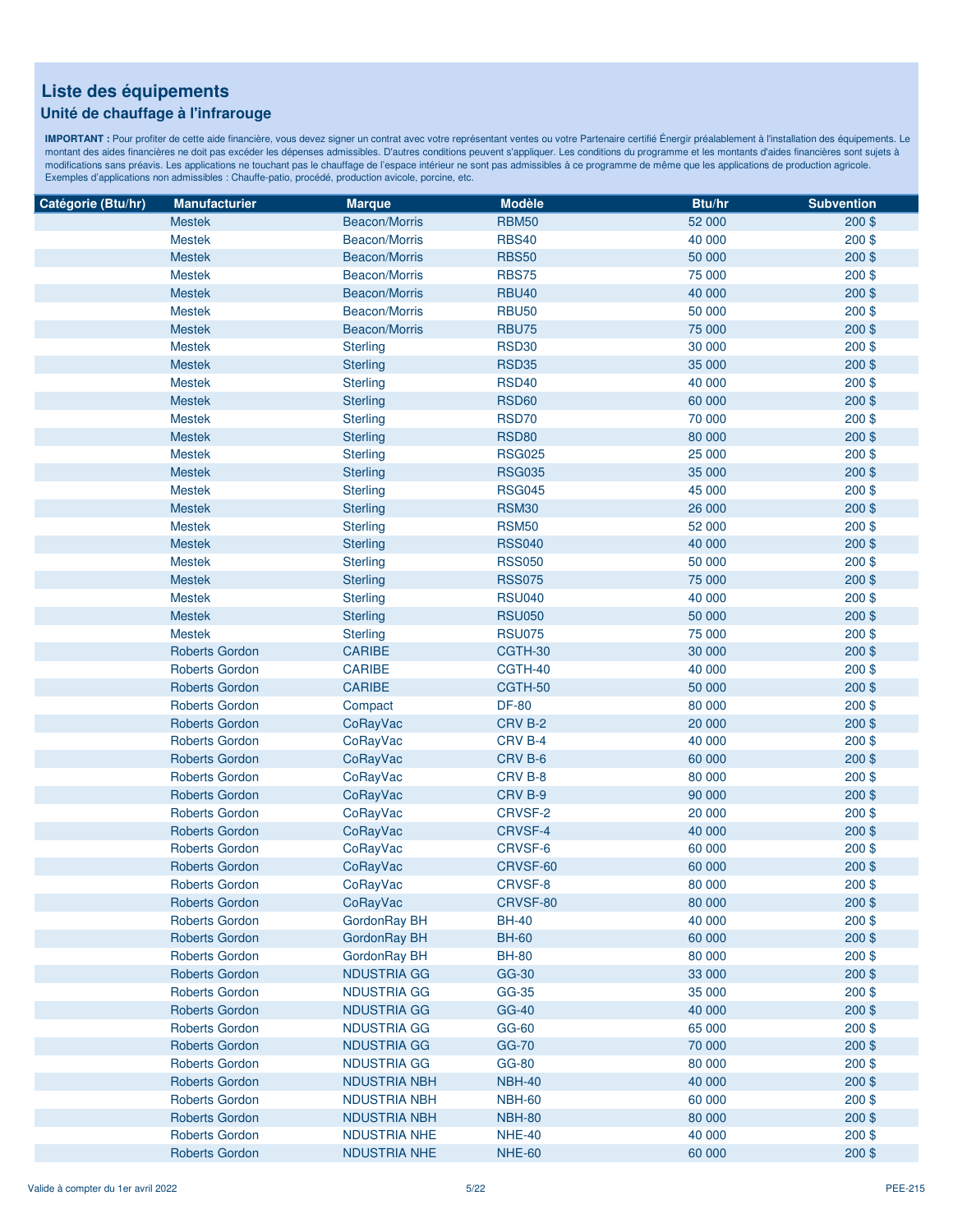# Liste des équipements

## Unité de chauffage à l'infrarouge

**IMPORTANT :** Pour profiter de cette aide financière, vous devez signer un contrat avec votre représentant ventes ou votre Partenaire certifié Énergir préalablement à l'installation des équipements. Le montant des aides financières ne doit pas excéder les dépenses admissibles. D'autres conditions peuvent s'appliquer. Les conditions du programme et les montants d'aides financières sont sujets à modifications sans préavis. Les applications ne touchant pas le chauffage de l'espace intérieur ne sont pas admissibles à ce programme de même que les applications de production agricole. Exemples d'applications non admissibles : Chauffe-patio, procédé, production avicole, porcine, etc.

| Catégorie (Btu/hr) | Manufacturier | Marque | Modèle | Btu/hr | Subvention |
|---|---|---|---|---|---|
| | Mestek | Beacon/Morris | RBM50 | 52 000 | 200 $ |
| | Mestek | Beacon/Morris | RBS40 | 40 000 | 200 $ |
| | Mestek | Beacon/Morris | RBS50 | 50 000 | 200 $ |
| | Mestek | Beacon/Morris | RBS75 | 75 000 | 200 $ |
| | Mestek | Beacon/Morris | RBU40 | 40 000 | 200 $ |
| | Mestek | Beacon/Morris | RBU50 | 50 000 | 200 $ |
| | Mestek | Beacon/Morris | RBU75 | 75 000 | 200 $ |
| | Mestek | Sterling | RSD30 | 30 000 | 200 $ |
| | Mestek | Sterling | RSD35 | 35 000 | 200 $ |
| | Mestek | Sterling | RSD40 | 40 000 | 200 $ |
| | Mestek | Sterling | RSD60 | 60 000 | 200 $ |
| | Mestek | Sterling | RSD70 | 70 000 | 200 $ |
| | Mestek | Sterling | RSD80 | 80 000 | 200 $ |
| | Mestek | Sterling | RSG025 | 25 000 | 200 $ |
| | Mestek | Sterling | RSG035 | 35 000 | 200 $ |
| | Mestek | Sterling | RSG045 | 45 000 | 200 $ |
| | Mestek | Sterling | RSM30 | 26 000 | 200 $ |
| | Mestek | Sterling | RSM50 | 52 000 | 200 $ |
| | Mestek | Sterling | RSS040 | 40 000 | 200 $ |
| | Mestek | Sterling | RSS050 | 50 000 | 200 $ |
| | Mestek | Sterling | RSS075 | 75 000 | 200 $ |
| | Mestek | Sterling | RSU040 | 40 000 | 200 $ |
| | Mestek | Sterling | RSU050 | 50 000 | 200 $ |
| | Mestek | Sterling | RSU075 | 75 000 | 200 $ |
| | Roberts Gordon | CARIBE | CGTH-30 | 30 000 | 200 $ |
| | Roberts Gordon | CARIBE | CGTH-40 | 40 000 | 200 $ |
| | Roberts Gordon | CARIBE | CGTH-50 | 50 000 | 200 $ |
| | Roberts Gordon | Compact | DF-80 | 80 000 | 200 $ |
| | Roberts Gordon | CoRayVac | CRV B-2 | 20 000 | 200 $ |
| | Roberts Gordon | CoRayVac | CRV B-4 | 40 000 | 200 $ |
| | Roberts Gordon | CoRayVac | CRV B-6 | 60 000 | 200 $ |
| | Roberts Gordon | CoRayVac | CRV B-8 | 80 000 | 200 $ |
| | Roberts Gordon | CoRayVac | CRV B-9 | 90 000 | 200 $ |
| | Roberts Gordon | CoRayVac | CRVSF-2 | 20 000 | 200 $ |
| | Roberts Gordon | CoRayVac | CRVSF-4 | 40 000 | 200 $ |
| | Roberts Gordon | CoRayVac | CRVSF-6 | 60 000 | 200 $ |
| | Roberts Gordon | CoRayVac | CRVSF-60 | 60 000 | 200 $ |
| | Roberts Gordon | CoRayVac | CRVSF-8 | 80 000 | 200 $ |
| | Roberts Gordon | CoRayVac | CRVSF-80 | 80 000 | 200 $ |
| | Roberts Gordon | GordonRay BH | BH-40 | 40 000 | 200 $ |
| | Roberts Gordon | GordonRay BH | BH-60 | 60 000 | 200 $ |
| | Roberts Gordon | GordonRay BH | BH-80 | 80 000 | 200 $ |
| | Roberts Gordon | NDUSTRIA GG | GG-30 | 33 000 | 200 $ |
| | Roberts Gordon | NDUSTRIA GG | GG-35 | 35 000 | 200 $ |
| | Roberts Gordon | NDUSTRIA GG | GG-40 | 40 000 | 200 $ |
| | Roberts Gordon | NDUSTRIA GG | GG-60 | 65 000 | 200 $ |
| | Roberts Gordon | NDUSTRIA GG | GG-70 | 70 000 | 200 $ |
| | Roberts Gordon | NDUSTRIA GG | GG-80 | 80 000 | 200 $ |
| | Roberts Gordon | NDUSTRIA NBH | NBH-40 | 40 000 | 200 $ |
| | Roberts Gordon | NDUSTRIA NBH | NBH-60 | 60 000 | 200 $ |
| | Roberts Gordon | NDUSTRIA NBH | NBH-80 | 80 000 | 200 $ |
| | Roberts Gordon | NDUSTRIA NHE | NHE-40 | 40 000 | 200 $ |
| | Roberts Gordon | NDUSTRIA NHE | NHE-60 | 60 000 | 200 $ |

Valide à compter du 1er avril 2022

PEE-215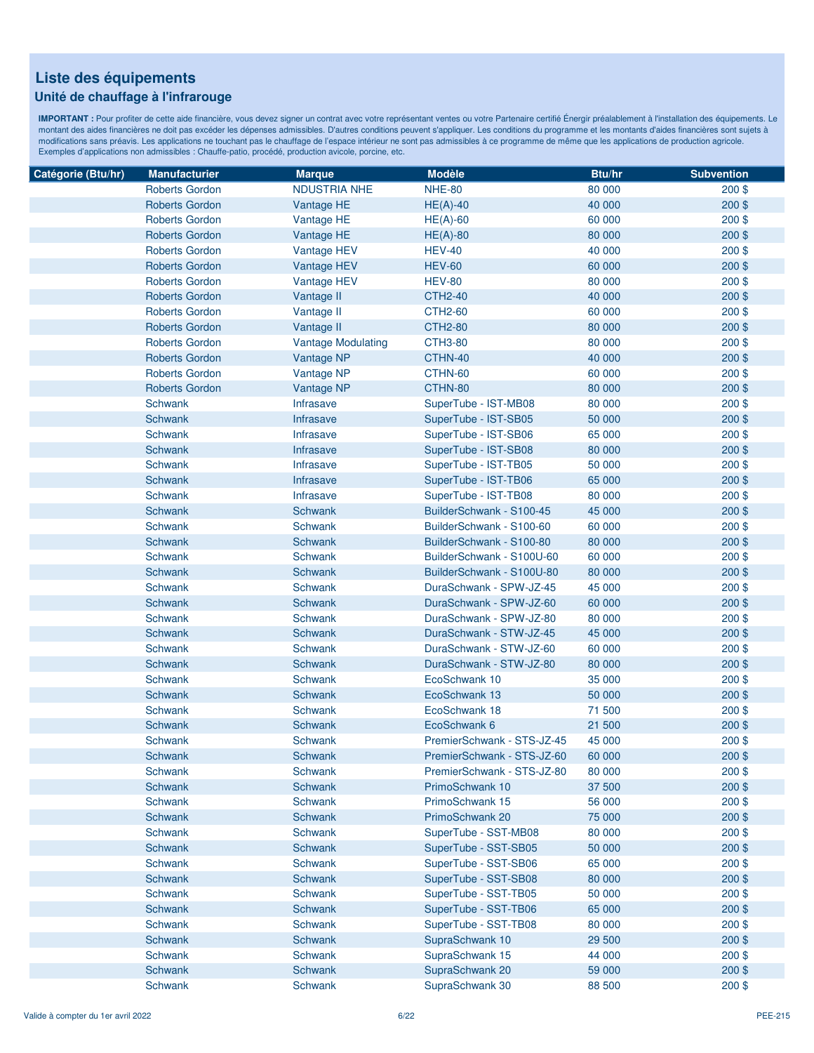## Liste des équipements

### Unité de chauffage à l'infrarouge

**IMPORTANT :** Pour profiter de cette aide financière, vous devez signer un contrat avec votre représentant ventes ou votre Partenaire certifié Énergir préalablement à l'installation des équipements. Le montant des aides financières ne doit pas excéder les dépenses admissibles. D'autres conditions peuvent s'appliquer. Les conditions du programme et les montants d'aides financières sont sujets à modifications sans préavis. Les applications ne touchant pas le chauffage de l'espace intérieur ne sont pas admissibles à ce programme de même que les applications de production agricole. Exemples d'applications non admissibles : Chauffe-patio, procédé, production avicole, porcine, etc.

| Catégorie (Btu/hr) | Manufacturier | Marque | Modèle | Btu/hr | Subvention |
|---|---|---|---|---|---|
| | Roberts Gordon | NDUSTRIA NHE | NHE-80 | 80 000 | 200 $ |
| | Roberts Gordon | Vantage HE | HE(A)-40 | 40 000 | 200 $ |
| | Roberts Gordon | Vantage HE | HE(A)-60 | 60 000 | 200 $ |
| | Roberts Gordon | Vantage HE | HE(A)-80 | 80 000 | 200 $ |
| | Roberts Gordon | Vantage HEV | HEV-40 | 40 000 | 200 $ |
| | Roberts Gordon | Vantage HEV | HEV-60 | 60 000 | 200 $ |
| | Roberts Gordon | Vantage HEV | HEV-80 | 80 000 | 200 $ |
| | Roberts Gordon | Vantage II | CTH2-40 | 40 000 | 200 $ |
| | Roberts Gordon | Vantage II | CTH2-60 | 60 000 | 200 $ |
| | Roberts Gordon | Vantage II | CTH2-80 | 80 000 | 200 $ |
| | Roberts Gordon | Vantage Modulating | CTH3-80 | 80 000 | 200 $ |
| | Roberts Gordon | Vantage NP | CTHN-40 | 40 000 | 200 $ |
| | Roberts Gordon | Vantage NP | CTHN-60 | 60 000 | 200 $ |
| | Roberts Gordon | Vantage NP | CTHN-80 | 80 000 | 200 $ |
| | Schwank | Infrasave | SuperTube - IST-MB08 | 80 000 | 200 $ |
| | Schwank | Infrasave | SuperTube - IST-SB05 | 50 000 | 200 $ |
| | Schwank | Infrasave | SuperTube - IST-SB06 | 65 000 | 200 $ |
| | Schwank | Infrasave | SuperTube - IST-SB08 | 80 000 | 200 $ |
| | Schwank | Infrasave | SuperTube - IST-TB05 | 50 000 | 200 $ |
| | Schwank | Infrasave | SuperTube - IST-TB06 | 65 000 | 200 $ |
| | Schwank | Infrasave | SuperTube - IST-TB08 | 80 000 | 200 $ |
| | Schwank | Schwank | BuilderSchwank - S100-45 | 45 000 | 200 $ |
| | Schwank | Schwank | BuilderSchwank - S100-60 | 60 000 | 200 $ |
| | Schwank | Schwank | BuilderSchwank - S100-80 | 80 000 | 200 $ |
| | Schwank | Schwank | BuilderSchwank - S100U-60 | 60 000 | 200 $ |
| | Schwank | Schwank | BuilderSchwank - S100U-80 | 80 000 | 200 $ |
| | Schwank | Schwank | DuraSchwank - SPW-JZ-45 | 45 000 | 200 $ |
| | Schwank | Schwank | DuraSchwank - SPW-JZ-60 | 60 000 | 200 $ |
| | Schwank | Schwank | DuraSchwank - SPW-JZ-80 | 80 000 | 200 $ |
| | Schwank | Schwank | DuraSchwank - STW-JZ-45 | 45 000 | 200 $ |
| | Schwank | Schwank | DuraSchwank - STW-JZ-60 | 60 000 | 200 $ |
| | Schwank | Schwank | DuraSchwank - STW-JZ-80 | 80 000 | 200 $ |
| | Schwank | Schwank | EcoSchwank 10 | 35 000 | 200 $ |
| | Schwank | Schwank | EcoSchwank 13 | 50 000 | 200 $ |
| | Schwank | Schwank | EcoSchwank 18 | 71 500 | 200 $ |
| | Schwank | Schwank | EcoSchwank 6 | 21 500 | 200 $ |
| | Schwank | Schwank | PremierSchwank - STS-JZ-45 | 45 000 | 200 $ |
| | Schwank | Schwank | PremierSchwank - STS-JZ-60 | 60 000 | 200 $ |
| | Schwank | Schwank | PremierSchwank - STS-JZ-80 | 80 000 | 200 $ |
| | Schwank | Schwank | PrimoSchwank 10 | 37 500 | 200 $ |
| | Schwank | Schwank | PrimoSchwank 15 | 56 000 | 200 $ |
| | Schwank | Schwank | PrimoSchwank 20 | 75 000 | 200 $ |
| | Schwank | Schwank | SuperTube - SST-MB08 | 80 000 | 200 $ |
| | Schwank | Schwank | SuperTube - SST-SB05 | 50 000 | 200 $ |
| | Schwank | Schwank | SuperTube - SST-SB06 | 65 000 | 200 $ |
| | Schwank | Schwank | SuperTube - SST-SB08 | 80 000 | 200 $ |
| | Schwank | Schwank | SuperTube - SST-TB05 | 50 000 | 200 $ |
| | Schwank | Schwank | SuperTube - SST-TB06 | 65 000 | 200 $ |
| | Schwank | Schwank | SuperTube - SST-TB08 | 80 000 | 200 $ |
| | Schwank | Schwank | SupraSchwank 10 | 29 500 | 200 $ |
| | Schwank | Schwank | SupraSchwank 15 | 44 000 | 200 $ |
| | Schwank | Schwank | SupraSchwank 20 | 59 000 | 200 $ |
| | Schwank | Schwank | SupraSchwank 30 | 88 500 | 200 $ |

Valide à compter du 1er avril 2022 — PEE-215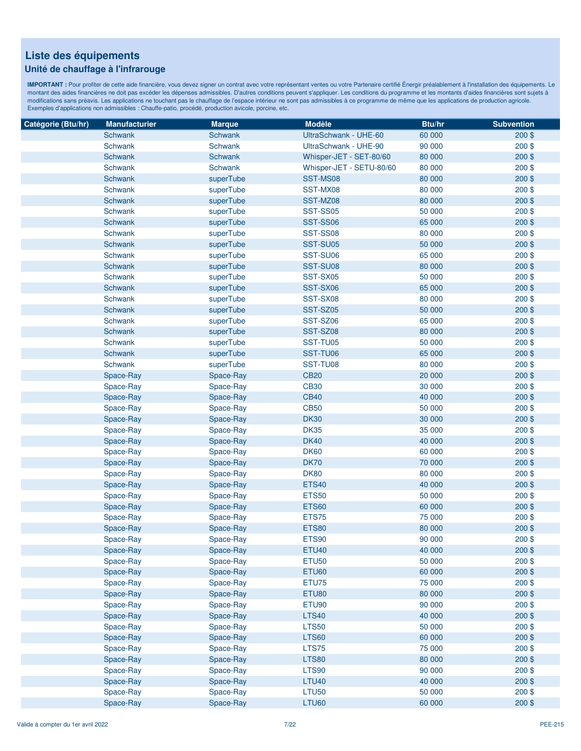# Liste des équipements

## Unité de chauffage à l'infrarouge

**IMPORTANT :** Pour profiter de cette aide financière, vous devez signer un contrat avec votre représentant ventes ou votre Partenaire certifié Énergir préalablement à l'installation des équipements. Le montant des aides financières ne doit pas excéder les dépenses admissibles. D'autres conditions peuvent s'appliquer. Les conditions du programme et les montants d'aides financières sont sujets à modifications sans préavis. Les applications ne touchant pas le chauffage de l'espace intérieur ne sont pas admissibles à ce programme de même que les applications de production agricole. Exemples d'applications non admissibles : Chauffe-patio, procédé, production avicole, porcine, etc.

| Catégorie (Btu/hr) | Manufacturier | Marque | Modèle | Btu/hr | Subvention |
|---|---|---|---|---|---|
| | Schwank | Schwank | UltraSchwank - UHE-60 | 60 000 | 200 $ |
| | Schwank | Schwank | UltraSchwank - UHE-90 | 90 000 | 200 $ |
| | Schwank | Schwank | Whisper-JET - SET-80/60 | 80 000 | 200 $ |
| | Schwank | Schwank | Whisper-JET - SETU-80/60 | 80 000 | 200 $ |
| | Schwank | superTube | SST-MS08 | 80 000 | 200 $ |
| | Schwank | superTube | SST-MX08 | 80 000 | 200 $ |
| | Schwank | superTube | SST-MZ08 | 80 000 | 200 $ |
| | Schwank | superTube | SST-SS05 | 50 000 | 200 $ |
| | Schwank | superTube | SST-SS06 | 65 000 | 200 $ |
| | Schwank | superTube | SST-SS08 | 80 000 | 200 $ |
| | Schwank | superTube | SST-SU05 | 50 000 | 200 $ |
| | Schwank | superTube | SST-SU06 | 65 000 | 200 $ |
| | Schwank | superTube | SST-SU08 | 80 000 | 200 $ |
| | Schwank | superTube | SST-SX05 | 50 000 | 200 $ |
| | Schwank | superTube | SST-SX06 | 65 000 | 200 $ |
| | Schwank | superTube | SST-SX08 | 80 000 | 200 $ |
| | Schwank | superTube | SST-SZ05 | 50 000 | 200 $ |
| | Schwank | superTube | SST-SZ06 | 65 000 | 200 $ |
| | Schwank | superTube | SST-SZ08 | 80 000 | 200 $ |
| | Schwank | superTube | SST-TU05 | 50 000 | 200 $ |
| | Schwank | superTube | SST-TU06 | 65 000 | 200 $ |
| | Schwank | superTube | SST-TU08 | 80 000 | 200 $ |
| | Space-Ray | Space-Ray | CB20 | 20 000 | 200 $ |
| | Space-Ray | Space-Ray | CB30 | 30 000 | 200 $ |
| | Space-Ray | Space-Ray | CB40 | 40 000 | 200 $ |
| | Space-Ray | Space-Ray | CB50 | 50 000 | 200 $ |
| | Space-Ray | Space-Ray | DK30 | 30 000 | 200 $ |
| | Space-Ray | Space-Ray | DK35 | 35 000 | 200 $ |
| | Space-Ray | Space-Ray | DK40 | 40 000 | 200 $ |
| | Space-Ray | Space-Ray | DK60 | 60 000 | 200 $ |
| | Space-Ray | Space-Ray | DK70 | 70 000 | 200 $ |
| | Space-Ray | Space-Ray | DK80 | 80 000 | 200 $ |
| | Space-Ray | Space-Ray | ETS40 | 40 000 | 200 $ |
| | Space-Ray | Space-Ray | ETS50 | 50 000 | 200 $ |
| | Space-Ray | Space-Ray | ETS60 | 60 000 | 200 $ |
| | Space-Ray | Space-Ray | ETS75 | 75 000 | 200 $ |
| | Space-Ray | Space-Ray | ETS80 | 80 000 | 200 $ |
| | Space-Ray | Space-Ray | ETS90 | 90 000 | 200 $ |
| | Space-Ray | Space-Ray | ETU40 | 40 000 | 200 $ |
| | Space-Ray | Space-Ray | ETU50 | 50 000 | 200 $ |
| | Space-Ray | Space-Ray | ETU60 | 60 000 | 200 $ |
| | Space-Ray | Space-Ray | ETU75 | 75 000 | 200 $ |
| | Space-Ray | Space-Ray | ETU80 | 80 000 | 200 $ |
| | Space-Ray | Space-Ray | ETU90 | 90 000 | 200 $ |
| | Space-Ray | Space-Ray | LTS40 | 40 000 | 200 $ |
| | Space-Ray | Space-Ray | LTS50 | 50 000 | 200 $ |
| | Space-Ray | Space-Ray | LTS60 | 60 000 | 200 $ |
| | Space-Ray | Space-Ray | LTS75 | 75 000 | 200 $ |
| | Space-Ray | Space-Ray | LTS80 | 80 000 | 200 $ |
| | Space-Ray | Space-Ray | LTS90 | 90 000 | 200 $ |
| | Space-Ray | Space-Ray | LTU40 | 40 000 | 200 $ |
| | Space-Ray | Space-Ray | LTU50 | 50 000 | 200 $ |
| | Space-Ray | Space-Ray | LTU60 | 60 000 | 200 $ |

Valide à compter du 1er avril 2022

PEE-215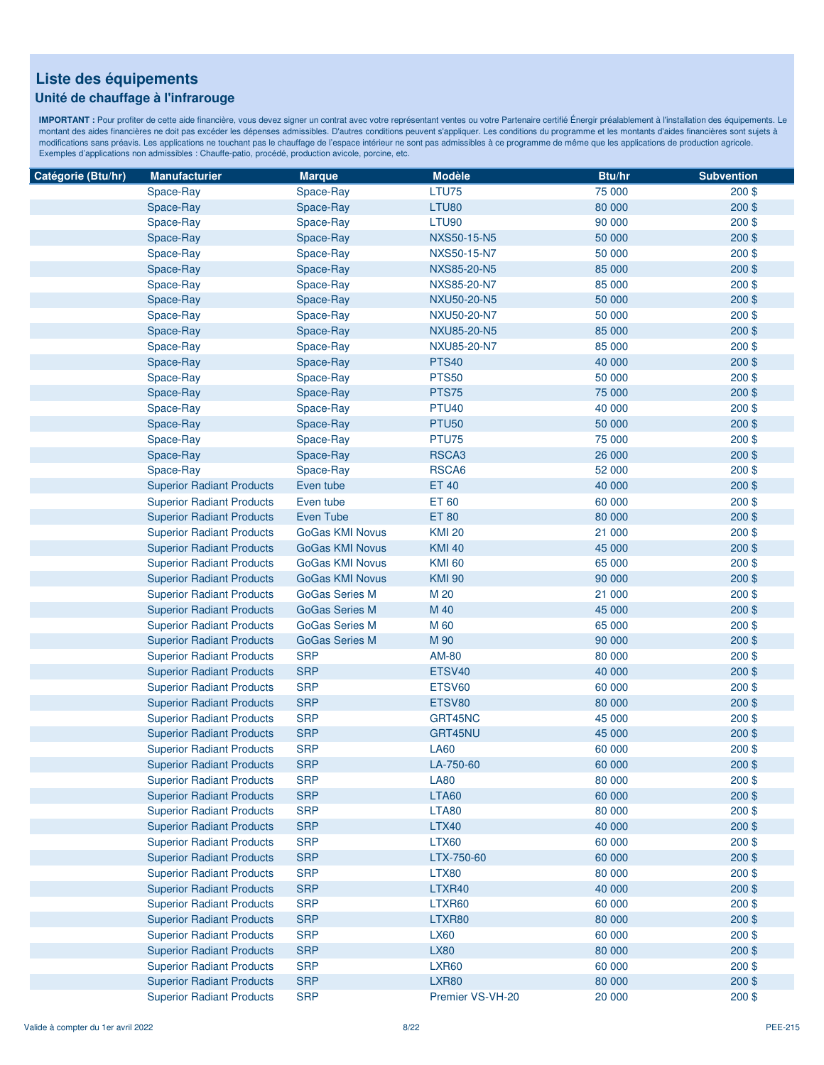# Liste des équipements

## Unité de chauffage à l'infrarouge

**IMPORTANT :** Pour profiter de cette aide financière, vous devez signer un contrat avec votre représentant ventes ou votre Partenaire certifié Énergir préalablement à l'installation des équipements. Le montant des aides financières ne doit pas excéder les dépenses admissibles. D'autres conditions peuvent s'appliquer. Les conditions du programme et les montants d'aides financières sont sujets à modifications sans préavis. Les applications ne touchant pas le chauffage de l'espace intérieur ne sont pas admissibles à ce programme de même que les applications de production agricole. Exemples d'applications non admissibles : Chauffe-patio, procédé, production avicole, porcine, etc.

| Catégorie (Btu/hr) | Manufacturier | Marque | Modèle | Btu/hr | Subvention |
|---|---|---|---|---|---|
| | Space-Ray | Space-Ray | LTU75 | 75 000 | 200 $ |
| | Space-Ray | Space-Ray | LTU80 | 80 000 | 200 $ |
| | Space-Ray | Space-Ray | LTU90 | 90 000 | 200 $ |
| | Space-Ray | Space-Ray | NXS50-15-N5 | 50 000 | 200 $ |
| | Space-Ray | Space-Ray | NXS50-15-N7 | 50 000 | 200 $ |
| | Space-Ray | Space-Ray | NXS85-20-N5 | 85 000 | 200 $ |
| | Space-Ray | Space-Ray | NXS85-20-N7 | 85 000 | 200 $ |
| | Space-Ray | Space-Ray | NXU50-20-N5 | 50 000 | 200 $ |
| | Space-Ray | Space-Ray | NXU50-20-N7 | 50 000 | 200 $ |
| | Space-Ray | Space-Ray | NXU85-20-N5 | 85 000 | 200 $ |
| | Space-Ray | Space-Ray | NXU85-20-N7 | 85 000 | 200 $ |
| | Space-Ray | Space-Ray | PTS40 | 40 000 | 200 $ |
| | Space-Ray | Space-Ray | PTS50 | 50 000 | 200 $ |
| | Space-Ray | Space-Ray | PTS75 | 75 000 | 200 $ |
| | Space-Ray | Space-Ray | PTU40 | 40 000 | 200 $ |
| | Space-Ray | Space-Ray | PTU50 | 50 000 | 200 $ |
| | Space-Ray | Space-Ray | PTU75 | 75 000 | 200 $ |
| | Space-Ray | Space-Ray | RSCA3 | 26 000 | 200 $ |
| | Space-Ray | Space-Ray | RSCA6 | 52 000 | 200 $ |
| | Superior Radiant Products | Even tube | ET 40 | 40 000 | 200 $ |
| | Superior Radiant Products | Even tube | ET 60 | 60 000 | 200 $ |
| | Superior Radiant Products | Even Tube | ET 80 | 80 000 | 200 $ |
| | Superior Radiant Products | GoGas KMI Novus | KMI 20 | 21 000 | 200 $ |
| | Superior Radiant Products | GoGas KMI Novus | KMI 40 | 45 000 | 200 $ |
| | Superior Radiant Products | GoGas KMI Novus | KMI 60 | 65 000 | 200 $ |
| | Superior Radiant Products | GoGas KMI Novus | KMI 90 | 90 000 | 200 $ |
| | Superior Radiant Products | GoGas Series M | M 20 | 21 000 | 200 $ |
| | Superior Radiant Products | GoGas Series M | M 40 | 45 000 | 200 $ |
| | Superior Radiant Products | GoGas Series M | M 60 | 65 000 | 200 $ |
| | Superior Radiant Products | GoGas Series M | M 90 | 90 000 | 200 $ |
| | Superior Radiant Products | SRP | AM-80 | 80 000 | 200 $ |
| | Superior Radiant Products | SRP | ETSV40 | 40 000 | 200 $ |
| | Superior Radiant Products | SRP | ETSV60 | 60 000 | 200 $ |
| | Superior Radiant Products | SRP | ETSV80 | 80 000 | 200 $ |
| | Superior Radiant Products | SRP | GRT45NC | 45 000 | 200 $ |
| | Superior Radiant Products | SRP | GRT45NU | 45 000 | 200 $ |
| | Superior Radiant Products | SRP | LA60 | 60 000 | 200 $ |
| | Superior Radiant Products | SRP | LA-750-60 | 60 000 | 200 $ |
| | Superior Radiant Products | SRP | LA80 | 80 000 | 200 $ |
| | Superior Radiant Products | SRP | LTA60 | 60 000 | 200 $ |
| | Superior Radiant Products | SRP | LTA80 | 80 000 | 200 $ |
| | Superior Radiant Products | SRP | LTX40 | 40 000 | 200 $ |
| | Superior Radiant Products | SRP | LTX60 | 60 000 | 200 $ |
| | Superior Radiant Products | SRP | LTX-750-60 | 60 000 | 200 $ |
| | Superior Radiant Products | SRP | LTX80 | 80 000 | 200 $ |
| | Superior Radiant Products | SRP | LTXR40 | 40 000 | 200 $ |
| | Superior Radiant Products | SRP | LTXR60 | 60 000 | 200 $ |
| | Superior Radiant Products | SRP | LTXR80 | 80 000 | 200 $ |
| | Superior Radiant Products | SRP | LX60 | 60 000 | 200 $ |
| | Superior Radiant Products | SRP | LX80 | 80 000 | 200 $ |
| | Superior Radiant Products | SRP | LXR60 | 60 000 | 200 $ |
| | Superior Radiant Products | SRP | LXR80 | 80 000 | 200 $ |
| | Superior Radiant Products | SRP | Premier VS-VH-20 | 20 000 | 200 $ |

Valide à compter du 1er avril 2022 — PEE-215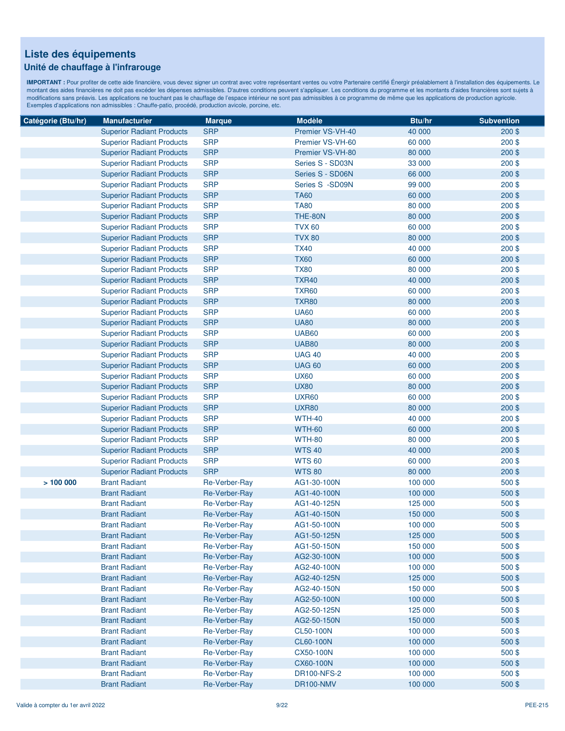# Liste des équipements

## Unité de chauffage à l'infrarouge

**IMPORTANT :** Pour profiter de cette aide financière, vous devez signer un contrat avec votre représentant ventes ou votre Partenaire certifié Énergir préalablement à l'installation des équipements. Le montant des aides financières ne doit pas excéder les dépenses admissibles. D'autres conditions peuvent s'appliquer. Les conditions du programme et les montants d'aides financières sont sujets à modifications sans préavis. Les applications ne touchant pas le chauffage de l'espace intérieur ne sont pas admissibles à ce programme de même que les applications de production agricole. Exemples d'applications non admissibles : Chauffe-patio, procédé, production avicole, porcine, etc.

| Catégorie (Btu/hr) | Manufacturier | Marque | Modèle | Btu/hr | Subvention |
|---|---|---|---|---|---|
| | Superior Radiant Products | SRP | Premier VS-VH-40 | 40 000 | 200 $ |
| | Superior Radiant Products | SRP | Premier VS-VH-60 | 60 000 | 200 $ |
| | Superior Radiant Products | SRP | Premier VS-VH-80 | 80 000 | 200 $ |
| | Superior Radiant Products | SRP | Series S - SD03N | 33 000 | 200 $ |
| | Superior Radiant Products | SRP | Series S - SD06N | 66 000 | 200 $ |
| | Superior Radiant Products | SRP | Series S -SD09N | 99 000 | 200 $ |
| | Superior Radiant Products | SRP | TA60 | 60 000 | 200 $ |
| | Superior Radiant Products | SRP | TA80 | 80 000 | 200 $ |
| | Superior Radiant Products | SRP | THE-80N | 80 000 | 200 $ |
| | Superior Radiant Products | SRP | TVX 60 | 60 000 | 200 $ |
| | Superior Radiant Products | SRP | TVX 80 | 80 000 | 200 $ |
| | Superior Radiant Products | SRP | TX40 | 40 000 | 200 $ |
| | Superior Radiant Products | SRP | TX60 | 60 000 | 200 $ |
| | Superior Radiant Products | SRP | TX80 | 80 000 | 200 $ |
| | Superior Radiant Products | SRP | TXR40 | 40 000 | 200 $ |
| | Superior Radiant Products | SRP | TXR60 | 60 000 | 200 $ |
| | Superior Radiant Products | SRP | TXR80 | 80 000 | 200 $ |
| | Superior Radiant Products | SRP | UA60 | 60 000 | 200 $ |
| | Superior Radiant Products | SRP | UA80 | 80 000 | 200 $ |
| | Superior Radiant Products | SRP | UAB60 | 60 000 | 200 $ |
| | Superior Radiant Products | SRP | UAB80 | 80 000 | 200 $ |
| | Superior Radiant Products | SRP | UAG 40 | 40 000 | 200 $ |
| | Superior Radiant Products | SRP | UAG 60 | 60 000 | 200 $ |
| | Superior Radiant Products | SRP | UX60 | 60 000 | 200 $ |
| | Superior Radiant Products | SRP | UX80 | 80 000 | 200 $ |
| | Superior Radiant Products | SRP | UXR60 | 60 000 | 200 $ |
| | Superior Radiant Products | SRP | UXR80 | 80 000 | 200 $ |
| | Superior Radiant Products | SRP | WTH-40 | 40 000 | 200 $ |
| | Superior Radiant Products | SRP | WTH-60 | 60 000 | 200 $ |
| | Superior Radiant Products | SRP | WTH-80 | 80 000 | 200 $ |
| | Superior Radiant Products | SRP | WTS 40 | 40 000 | 200 $ |
| | Superior Radiant Products | SRP | WTS 60 | 60 000 | 200 $ |
| | Superior Radiant Products | SRP | WTS 80 | 80 000 | 200 $ |
| **> 100 000** | Brant Radiant | Re-Verber-Ray | AG1-30-100N | 100 000 | 500 $ |
| | Brant Radiant | Re-Verber-Ray | AG1-40-100N | 100 000 | 500 $ |
| | Brant Radiant | Re-Verber-Ray | AG1-40-125N | 125 000 | 500 $ |
| | Brant Radiant | Re-Verber-Ray | AG1-40-150N | 150 000 | 500 $ |
| | Brant Radiant | Re-Verber-Ray | AG1-50-100N | 100 000 | 500 $ |
| | Brant Radiant | Re-Verber-Ray | AG1-50-125N | 125 000 | 500 $ |
| | Brant Radiant | Re-Verber-Ray | AG1-50-150N | 150 000 | 500 $ |
| | Brant Radiant | Re-Verber-Ray | AG2-30-100N | 100 000 | 500 $ |
| | Brant Radiant | Re-Verber-Ray | AG2-40-100N | 100 000 | 500 $ |
| | Brant Radiant | Re-Verber-Ray | AG2-40-125N | 125 000 | 500 $ |
| | Brant Radiant | Re-Verber-Ray | AG2-40-150N | 150 000 | 500 $ |
| | Brant Radiant | Re-Verber-Ray | AG2-50-100N | 100 000 | 500 $ |
| | Brant Radiant | Re-Verber-Ray | AG2-50-125N | 125 000 | 500 $ |
| | Brant Radiant | Re-Verber-Ray | AG2-50-150N | 150 000 | 500 $ |
| | Brant Radiant | Re-Verber-Ray | CL50-100N | 100 000 | 500 $ |
| | Brant Radiant | Re-Verber-Ray | CL60-100N | 100 000 | 500 $ |
| | Brant Radiant | Re-Verber-Ray | CX50-100N | 100 000 | 500 $ |
| | Brant Radiant | Re-Verber-Ray | CX60-100N | 100 000 | 500 $ |
| | Brant Radiant | Re-Verber-Ray | DR100-NFS-2 | 100 000 | 500 $ |
| | Brant Radiant | Re-Verber-Ray | DR100-NMV | 100 000 | 500 $ |

Valide à compter du 1er avril 2022 — PEE-215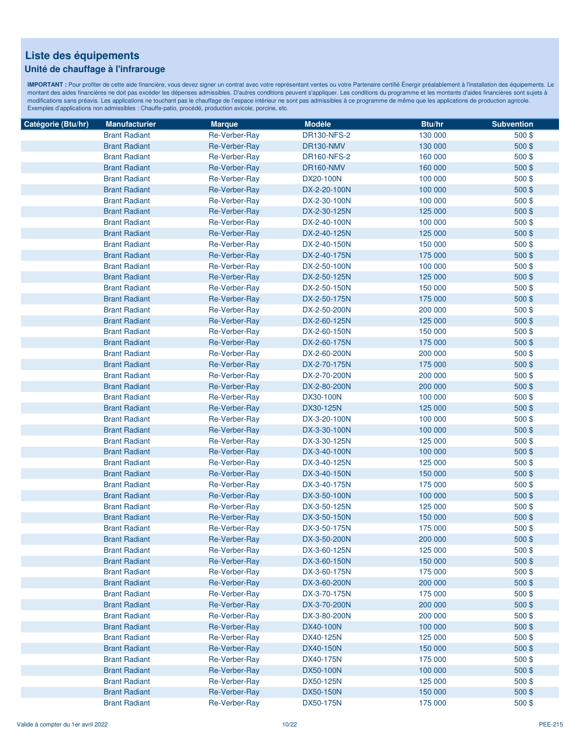# Liste des équipements

## Unité de chauffage à l'infrarouge

**IMPORTANT :** Pour profiter de cette aide financière, vous devez signer un contrat avec votre représentant ventes ou votre Partenaire certifié Énergir préalablement à l'installation des équipements. Le montant des aides financières ne doit pas excéder les dépenses admissibles. D'autres conditions peuvent s'appliquer. Les conditions du programme et les montants d'aides financières sont sujets à modifications sans préavis. Les applications ne touchant pas le chauffage de l'espace intérieur ne sont pas admissibles à ce programme de même que les applications de production agricole. Exemples d'applications non admissibles : Chauffe-patio, procédé, production avicole, porcine, etc.

| Catégorie (Btu/hr) | Manufacturier | Marque | Modèle | Btu/hr | Subvention |
|---|---|---|---|---|---|
| | Brant Radiant | Re-Verber-Ray | DR130-NFS-2 | 130 000 | 500 $ |
| | Brant Radiant | Re-Verber-Ray | DR130-NMV | 130 000 | 500 $ |
| | Brant Radiant | Re-Verber-Ray | DR160-NFS-2 | 160 000 | 500 $ |
| | Brant Radiant | Re-Verber-Ray | DR160-NMV | 160 000 | 500 $ |
| | Brant Radiant | Re-Verber-Ray | DX20-100N | 100 000 | 500 $ |
| | Brant Radiant | Re-Verber-Ray | DX-2-20-100N | 100 000 | 500 $ |
| | Brant Radiant | Re-Verber-Ray | DX-2-30-100N | 100 000 | 500 $ |
| | Brant Radiant | Re-Verber-Ray | DX-2-30-125N | 125 000 | 500 $ |
| | Brant Radiant | Re-Verber-Ray | DX-2-40-100N | 100 000 | 500 $ |
| | Brant Radiant | Re-Verber-Ray | DX-2-40-125N | 125 000 | 500 $ |
| | Brant Radiant | Re-Verber-Ray | DX-2-40-150N | 150 000 | 500 $ |
| | Brant Radiant | Re-Verber-Ray | DX-2-40-175N | 175 000 | 500 $ |
| | Brant Radiant | Re-Verber-Ray | DX-2-50-100N | 100 000 | 500 $ |
| | Brant Radiant | Re-Verber-Ray | DX-2-50-125N | 125 000 | 500 $ |
| | Brant Radiant | Re-Verber-Ray | DX-2-50-150N | 150 000 | 500 $ |
| | Brant Radiant | Re-Verber-Ray | DX-2-50-175N | 175 000 | 500 $ |
| | Brant Radiant | Re-Verber-Ray | DX-2-50-200N | 200 000 | 500 $ |
| | Brant Radiant | Re-Verber-Ray | DX-2-60-125N | 125 000 | 500 $ |
| | Brant Radiant | Re-Verber-Ray | DX-2-60-150N | 150 000 | 500 $ |
| | Brant Radiant | Re-Verber-Ray | DX-2-60-175N | 175 000 | 500 $ |
| | Brant Radiant | Re-Verber-Ray | DX-2-60-200N | 200 000 | 500 $ |
| | Brant Radiant | Re-Verber-Ray | DX-2-70-175N | 175 000 | 500 $ |
| | Brant Radiant | Re-Verber-Ray | DX-2-70-200N | 200 000 | 500 $ |
| | Brant Radiant | Re-Verber-Ray | DX-2-80-200N | 200 000 | 500 $ |
| | Brant Radiant | Re-Verber-Ray | DX30-100N | 100 000 | 500 $ |
| | Brant Radiant | Re-Verber-Ray | DX30-125N | 125 000 | 500 $ |
| | Brant Radiant | Re-Verber-Ray | DX-3-20-100N | 100 000 | 500 $ |
| | Brant Radiant | Re-Verber-Ray | DX-3-30-100N | 100 000 | 500 $ |
| | Brant Radiant | Re-Verber-Ray | DX-3-30-125N | 125 000 | 500 $ |
| | Brant Radiant | Re-Verber-Ray | DX-3-40-100N | 100 000 | 500 $ |
| | Brant Radiant | Re-Verber-Ray | DX-3-40-125N | 125 000 | 500 $ |
| | Brant Radiant | Re-Verber-Ray | DX-3-40-150N | 150 000 | 500 $ |
| | Brant Radiant | Re-Verber-Ray | DX-3-40-175N | 175 000 | 500 $ |
| | Brant Radiant | Re-Verber-Ray | DX-3-50-100N | 100 000 | 500 $ |
| | Brant Radiant | Re-Verber-Ray | DX-3-50-125N | 125 000 | 500 $ |
| | Brant Radiant | Re-Verber-Ray | DX-3-50-150N | 150 000 | 500 $ |
| | Brant Radiant | Re-Verber-Ray | DX-3-50-175N | 175 000 | 500 $ |
| | Brant Radiant | Re-Verber-Ray | DX-3-50-200N | 200 000 | 500 $ |
| | Brant Radiant | Re-Verber-Ray | DX-3-60-125N | 125 000 | 500 $ |
| | Brant Radiant | Re-Verber-Ray | DX-3-60-150N | 150 000 | 500 $ |
| | Brant Radiant | Re-Verber-Ray | DX-3-60-175N | 175 000 | 500 $ |
| | Brant Radiant | Re-Verber-Ray | DX-3-60-200N | 200 000 | 500 $ |
| | Brant Radiant | Re-Verber-Ray | DX-3-70-175N | 175 000 | 500 $ |
| | Brant Radiant | Re-Verber-Ray | DX-3-70-200N | 200 000 | 500 $ |
| | Brant Radiant | Re-Verber-Ray | DX-3-80-200N | 200 000 | 500 $ |
| | Brant Radiant | Re-Verber-Ray | DX40-100N | 100 000 | 500 $ |
| | Brant Radiant | Re-Verber-Ray | DX40-125N | 125 000 | 500 $ |
| | Brant Radiant | Re-Verber-Ray | DX40-150N | 150 000 | 500 $ |
| | Brant Radiant | Re-Verber-Ray | DX40-175N | 175 000 | 500 $ |
| | Brant Radiant | Re-Verber-Ray | DX50-100N | 100 000 | 500 $ |
| | Brant Radiant | Re-Verber-Ray | DX50-125N | 125 000 | 500 $ |
| | Brant Radiant | Re-Verber-Ray | DX50-150N | 150 000 | 500 $ |
| | Brant Radiant | Re-Verber-Ray | DX50-175N | 175 000 | 500 $ |

Valide à compter du 1er avril 2022

PEE-215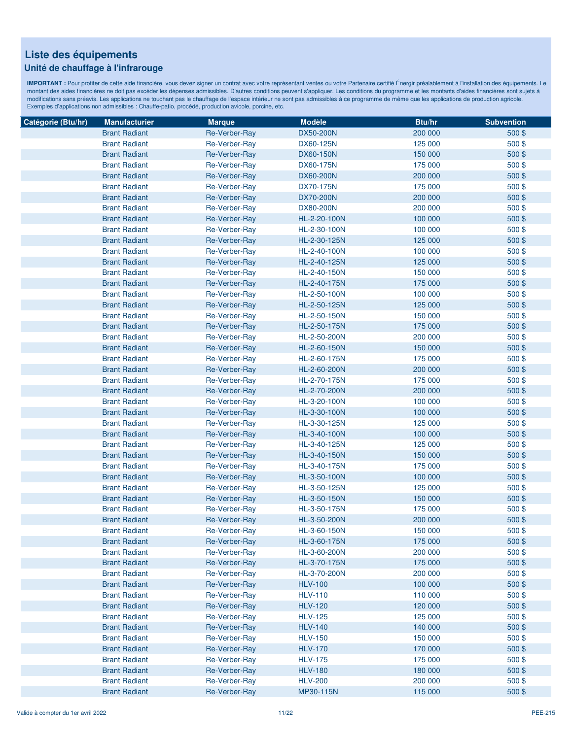# Liste des équipements

## Unité de chauffage à l'infrarouge

**IMPORTANT :** Pour profiter de cette aide financière, vous devez signer un contrat avec votre représentant ventes ou votre Partenaire certifié Énergir préalablement à l'installation des équipements. Le montant des aides financières ne doit pas excéder les dépenses admissibles. D'autres conditions peuvent s'appliquer. Les conditions du programme et les montants d'aides financières sont sujets à modifications sans préavis. Les applications ne touchant pas le chauffage de l'espace intérieur ne sont pas admissibles à ce programme de même que les applications de production agricole. Exemples d'applications non admissibles : Chauffe-patio, procédé, production avicole, porcine, etc.

| Catégorie (Btu/hr) | Manufacturier | Marque | Modèle | Btu/hr | Subvention |
|---|---|---|---|---|---|
| | Brant Radiant | Re-Verber-Ray | DX50-200N | 200 000 | 500 $ |
| | Brant Radiant | Re-Verber-Ray | DX60-125N | 125 000 | 500 $ |
| | Brant Radiant | Re-Verber-Ray | DX60-150N | 150 000 | 500 $ |
| | Brant Radiant | Re-Verber-Ray | DX60-175N | 175 000 | 500 $ |
| | Brant Radiant | Re-Verber-Ray | DX60-200N | 200 000 | 500 $ |
| | Brant Radiant | Re-Verber-Ray | DX70-175N | 175 000 | 500 $ |
| | Brant Radiant | Re-Verber-Ray | DX70-200N | 200 000 | 500 $ |
| | Brant Radiant | Re-Verber-Ray | DX80-200N | 200 000 | 500 $ |
| | Brant Radiant | Re-Verber-Ray | HL-2-20-100N | 100 000 | 500 $ |
| | Brant Radiant | Re-Verber-Ray | HL-2-30-100N | 100 000 | 500 $ |
| | Brant Radiant | Re-Verber-Ray | HL-2-30-125N | 125 000 | 500 $ |
| | Brant Radiant | Re-Verber-Ray | HL-2-40-100N | 100 000 | 500 $ |
| | Brant Radiant | Re-Verber-Ray | HL-2-40-125N | 125 000 | 500 $ |
| | Brant Radiant | Re-Verber-Ray | HL-2-40-150N | 150 000 | 500 $ |
| | Brant Radiant | Re-Verber-Ray | HL-2-40-175N | 175 000 | 500 $ |
| | Brant Radiant | Re-Verber-Ray | HL-2-50-100N | 100 000 | 500 $ |
| | Brant Radiant | Re-Verber-Ray | HL-2-50-125N | 125 000 | 500 $ |
| | Brant Radiant | Re-Verber-Ray | HL-2-50-150N | 150 000 | 500 $ |
| | Brant Radiant | Re-Verber-Ray | HL-2-50-175N | 175 000 | 500 $ |
| | Brant Radiant | Re-Verber-Ray | HL-2-50-200N | 200 000 | 500 $ |
| | Brant Radiant | Re-Verber-Ray | HL-2-60-150N | 150 000 | 500 $ |
| | Brant Radiant | Re-Verber-Ray | HL-2-60-175N | 175 000 | 500 $ |
| | Brant Radiant | Re-Verber-Ray | HL-2-60-200N | 200 000 | 500 $ |
| | Brant Radiant | Re-Verber-Ray | HL-2-70-175N | 175 000 | 500 $ |
| | Brant Radiant | Re-Verber-Ray | HL-2-70-200N | 200 000 | 500 $ |
| | Brant Radiant | Re-Verber-Ray | HL-3-20-100N | 100 000 | 500 $ |
| | Brant Radiant | Re-Verber-Ray | HL-3-30-100N | 100 000 | 500 $ |
| | Brant Radiant | Re-Verber-Ray | HL-3-30-125N | 125 000 | 500 $ |
| | Brant Radiant | Re-Verber-Ray | HL-3-40-100N | 100 000 | 500 $ |
| | Brant Radiant | Re-Verber-Ray | HL-3-40-125N | 125 000 | 500 $ |
| | Brant Radiant | Re-Verber-Ray | HL-3-40-150N | 150 000 | 500 $ |
| | Brant Radiant | Re-Verber-Ray | HL-3-40-175N | 175 000 | 500 $ |
| | Brant Radiant | Re-Verber-Ray | HL-3-50-100N | 100 000 | 500 $ |
| | Brant Radiant | Re-Verber-Ray | HL-3-50-125N | 125 000 | 500 $ |
| | Brant Radiant | Re-Verber-Ray | HL-3-50-150N | 150 000 | 500 $ |
| | Brant Radiant | Re-Verber-Ray | HL-3-50-175N | 175 000 | 500 $ |
| | Brant Radiant | Re-Verber-Ray | HL-3-50-200N | 200 000 | 500 $ |
| | Brant Radiant | Re-Verber-Ray | HL-3-60-150N | 150 000 | 500 $ |
| | Brant Radiant | Re-Verber-Ray | HL-3-60-175N | 175 000 | 500 $ |
| | Brant Radiant | Re-Verber-Ray | HL-3-60-200N | 200 000 | 500 $ |
| | Brant Radiant | Re-Verber-Ray | HL-3-70-175N | 175 000 | 500 $ |
| | Brant Radiant | Re-Verber-Ray | HL-3-70-200N | 200 000 | 500 $ |
| | Brant Radiant | Re-Verber-Ray | HLV-100 | 100 000 | 500 $ |
| | Brant Radiant | Re-Verber-Ray | HLV-110 | 110 000 | 500 $ |
| | Brant Radiant | Re-Verber-Ray | HLV-120 | 120 000 | 500 $ |
| | Brant Radiant | Re-Verber-Ray | HLV-125 | 125 000 | 500 $ |
| | Brant Radiant | Re-Verber-Ray | HLV-140 | 140 000 | 500 $ |
| | Brant Radiant | Re-Verber-Ray | HLV-150 | 150 000 | 500 $ |
| | Brant Radiant | Re-Verber-Ray | HLV-170 | 170 000 | 500 $ |
| | Brant Radiant | Re-Verber-Ray | HLV-175 | 175 000 | 500 $ |
| | Brant Radiant | Re-Verber-Ray | HLV-180 | 180 000 | 500 $ |
| | Brant Radiant | Re-Verber-Ray | HLV-200 | 200 000 | 500 $ |
| | Brant Radiant | Re-Verber-Ray | MP30-115N | 115 000 | 500 $ |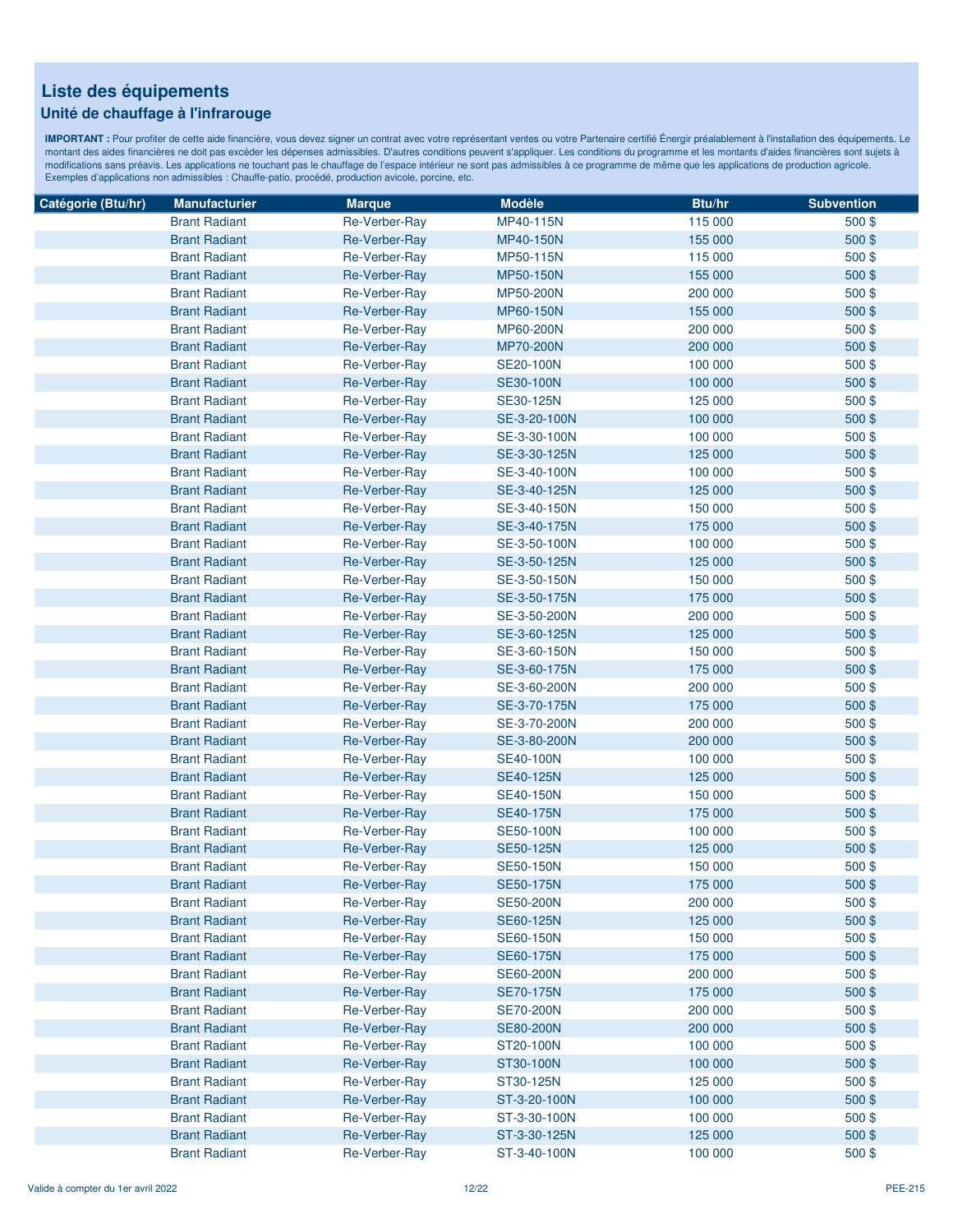## Liste des équipements

### Unité de chauffage à l'infrarouge

**IMPORTANT :** Pour profiter de cette aide financière, vous devez signer un contrat avec votre représentant ventes ou votre Partenaire certifié Énergir préalablement à l'installation des équipements. Le montant des aides financières ne doit pas excéder les dépenses admissibles. D'autres conditions peuvent s'appliquer. Les conditions du programme et les montants d'aides financières sont sujets à modifications sans préavis. Les applications ne touchant pas le chauffage de l'espace intérieur ne sont pas admissibles à ce programme de même que les applications de production agricole. Exemples d'applications non admissibles : Chauffe-patio, procédé, production avicole, porcine, etc.

| Catégorie (Btu/hr) | Manufacturier | Marque | Modèle | Btu/hr | Subvention |
|---|---|---|---|---|---|
| | Brant Radiant | Re-Verber-Ray | MP40-115N | 115 000 | 500 $ |
| | Brant Radiant | Re-Verber-Ray | MP40-150N | 155 000 | 500 $ |
| | Brant Radiant | Re-Verber-Ray | MP50-115N | 115 000 | 500 $ |
| | Brant Radiant | Re-Verber-Ray | MP50-150N | 155 000 | 500 $ |
| | Brant Radiant | Re-Verber-Ray | MP50-200N | 200 000 | 500 $ |
| | Brant Radiant | Re-Verber-Ray | MP60-150N | 155 000 | 500 $ |
| | Brant Radiant | Re-Verber-Ray | MP60-200N | 200 000 | 500 $ |
| | Brant Radiant | Re-Verber-Ray | MP70-200N | 200 000 | 500 $ |
| | Brant Radiant | Re-Verber-Ray | SE20-100N | 100 000 | 500 $ |
| | Brant Radiant | Re-Verber-Ray | SE30-100N | 100 000 | 500 $ |
| | Brant Radiant | Re-Verber-Ray | SE30-125N | 125 000 | 500 $ |
| | Brant Radiant | Re-Verber-Ray | SE-3-20-100N | 100 000 | 500 $ |
| | Brant Radiant | Re-Verber-Ray | SE-3-30-100N | 100 000 | 500 $ |
| | Brant Radiant | Re-Verber-Ray | SE-3-30-125N | 125 000 | 500 $ |
| | Brant Radiant | Re-Verber-Ray | SE-3-40-100N | 100 000 | 500 $ |
| | Brant Radiant | Re-Verber-Ray | SE-3-40-125N | 125 000 | 500 $ |
| | Brant Radiant | Re-Verber-Ray | SE-3-40-150N | 150 000 | 500 $ |
| | Brant Radiant | Re-Verber-Ray | SE-3-40-175N | 175 000 | 500 $ |
| | Brant Radiant | Re-Verber-Ray | SE-3-50-100N | 100 000 | 500 $ |
| | Brant Radiant | Re-Verber-Ray | SE-3-50-125N | 125 000 | 500 $ |
| | Brant Radiant | Re-Verber-Ray | SE-3-50-150N | 150 000 | 500 $ |
| | Brant Radiant | Re-Verber-Ray | SE-3-50-175N | 175 000 | 500 $ |
| | Brant Radiant | Re-Verber-Ray | SE-3-50-200N | 200 000 | 500 $ |
| | Brant Radiant | Re-Verber-Ray | SE-3-60-125N | 125 000 | 500 $ |
| | Brant Radiant | Re-Verber-Ray | SE-3-60-150N | 150 000 | 500 $ |
| | Brant Radiant | Re-Verber-Ray | SE-3-60-175N | 175 000 | 500 $ |
| | Brant Radiant | Re-Verber-Ray | SE-3-60-200N | 200 000 | 500 $ |
| | Brant Radiant | Re-Verber-Ray | SE-3-70-175N | 175 000 | 500 $ |
| | Brant Radiant | Re-Verber-Ray | SE-3-70-200N | 200 000 | 500 $ |
| | Brant Radiant | Re-Verber-Ray | SE-3-80-200N | 200 000 | 500 $ |
| | Brant Radiant | Re-Verber-Ray | SE40-100N | 100 000 | 500 $ |
| | Brant Radiant | Re-Verber-Ray | SE40-125N | 125 000 | 500 $ |
| | Brant Radiant | Re-Verber-Ray | SE40-150N | 150 000 | 500 $ |
| | Brant Radiant | Re-Verber-Ray | SE40-175N | 175 000 | 500 $ |
| | Brant Radiant | Re-Verber-Ray | SE50-100N | 100 000 | 500 $ |
| | Brant Radiant | Re-Verber-Ray | SE50-125N | 125 000 | 500 $ |
| | Brant Radiant | Re-Verber-Ray | SE50-150N | 150 000 | 500 $ |
| | Brant Radiant | Re-Verber-Ray | SE50-175N | 175 000 | 500 $ |
| | Brant Radiant | Re-Verber-Ray | SE50-200N | 200 000 | 500 $ |
| | Brant Radiant | Re-Verber-Ray | SE60-125N | 125 000 | 500 $ |
| | Brant Radiant | Re-Verber-Ray | SE60-150N | 150 000 | 500 $ |
| | Brant Radiant | Re-Verber-Ray | SE60-175N | 175 000 | 500 $ |
| | Brant Radiant | Re-Verber-Ray | SE60-200N | 200 000 | 500 $ |
| | Brant Radiant | Re-Verber-Ray | SE70-175N | 175 000 | 500 $ |
| | Brant Radiant | Re-Verber-Ray | SE70-200N | 200 000 | 500 $ |
| | Brant Radiant | Re-Verber-Ray | SE80-200N | 200 000 | 500 $ |
| | Brant Radiant | Re-Verber-Ray | ST20-100N | 100 000 | 500 $ |
| | Brant Radiant | Re-Verber-Ray | ST30-100N | 100 000 | 500 $ |
| | Brant Radiant | Re-Verber-Ray | ST30-125N | 125 000 | 500 $ |
| | Brant Radiant | Re-Verber-Ray | ST-3-20-100N | 100 000 | 500 $ |
| | Brant Radiant | Re-Verber-Ray | ST-3-30-100N | 100 000 | 500 $ |
| | Brant Radiant | Re-Verber-Ray | ST-3-30-125N | 125 000 | 500 $ |
| | Brant Radiant | Re-Verber-Ray | ST-3-40-100N | 100 000 | 500 $ |

Valide à compter du 1er avril 2022 — PEE-215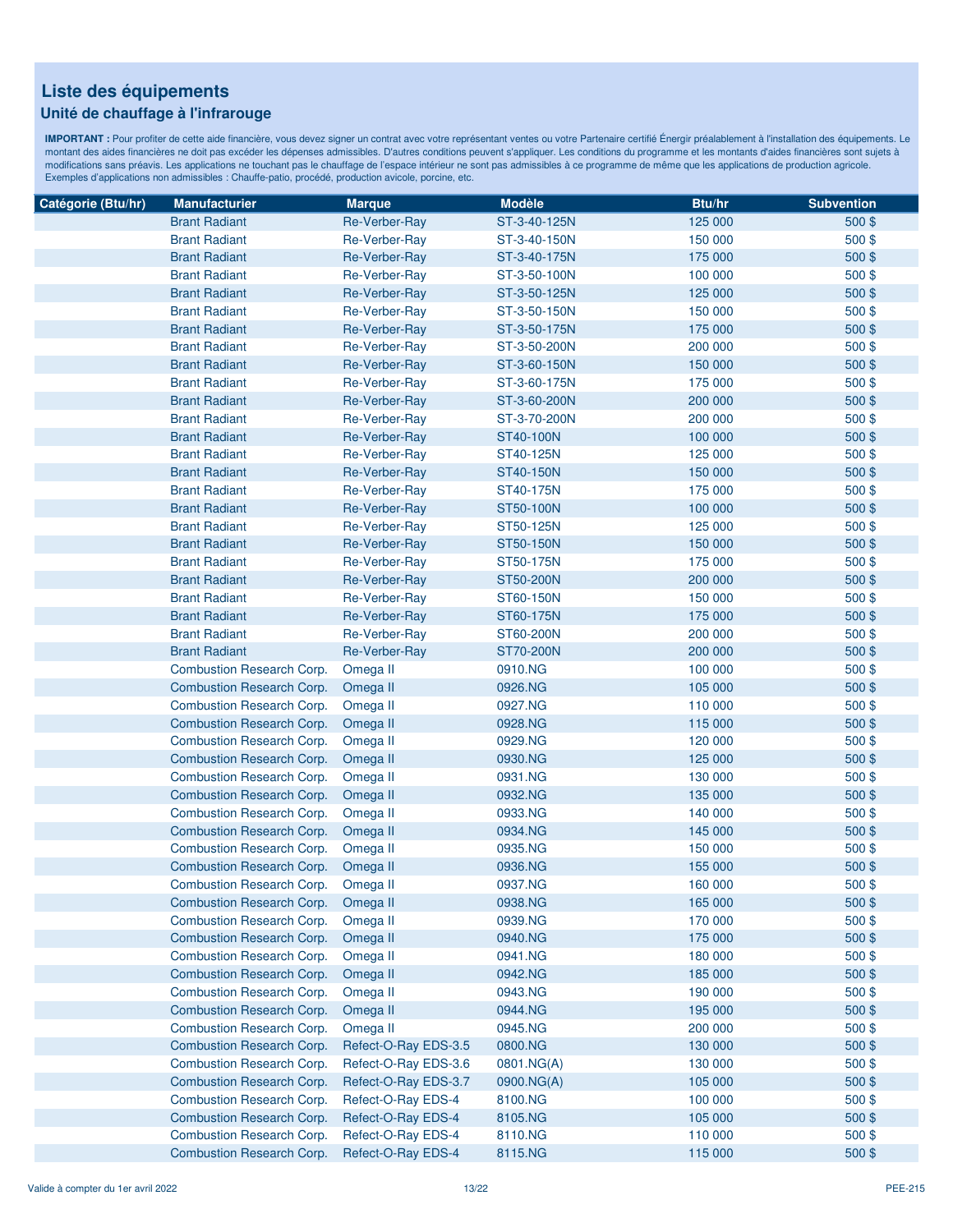# Liste des équipements

## Unité de chauffage à l'infrarouge

**IMPORTANT :** Pour profiter de cette aide financière, vous devez signer un contrat avec votre représentant ventes ou votre Partenaire certifié Énergir préalablement à l'installation des équipements. Le montant des aides financières ne doit pas excéder les dépenses admissibles. D'autres conditions peuvent s'appliquer. Les conditions du programme et les montants d'aides financières sont sujets à modifications sans préavis. Les applications ne touchant pas le chauffage de l'espace intérieur ne sont pas admissibles à ce programme de même que les applications de production agricole. Exemples d'applications non admissibles : Chauffe-patio, procédé, production avicole, porcine, etc.

| Catégorie (Btu/hr) | Manufacturier | Marque | Modèle | Btu/hr | Subvention |
|---|---|---|---|---|---|
| | Brant Radiant | Re-Verber-Ray | ST-3-40-125N | 125 000 | 500 $ |
| | Brant Radiant | Re-Verber-Ray | ST-3-40-150N | 150 000 | 500 $ |
| | Brant Radiant | Re-Verber-Ray | ST-3-40-175N | 175 000 | 500 $ |
| | Brant Radiant | Re-Verber-Ray | ST-3-50-100N | 100 000 | 500 $ |
| | Brant Radiant | Re-Verber-Ray | ST-3-50-125N | 125 000 | 500 $ |
| | Brant Radiant | Re-Verber-Ray | ST-3-50-150N | 150 000 | 500 $ |
| | Brant Radiant | Re-Verber-Ray | ST-3-50-175N | 175 000 | 500 $ |
| | Brant Radiant | Re-Verber-Ray | ST-3-50-200N | 200 000 | 500 $ |
| | Brant Radiant | Re-Verber-Ray | ST-3-60-150N | 150 000 | 500 $ |
| | Brant Radiant | Re-Verber-Ray | ST-3-60-175N | 175 000 | 500 $ |
| | Brant Radiant | Re-Verber-Ray | ST-3-60-200N | 200 000 | 500 $ |
| | Brant Radiant | Re-Verber-Ray | ST-3-70-200N | 200 000 | 500 $ |
| | Brant Radiant | Re-Verber-Ray | ST40-100N | 100 000 | 500 $ |
| | Brant Radiant | Re-Verber-Ray | ST40-125N | 125 000 | 500 $ |
| | Brant Radiant | Re-Verber-Ray | ST40-150N | 150 000 | 500 $ |
| | Brant Radiant | Re-Verber-Ray | ST40-175N | 175 000 | 500 $ |
| | Brant Radiant | Re-Verber-Ray | ST50-100N | 100 000 | 500 $ |
| | Brant Radiant | Re-Verber-Ray | ST50-125N | 125 000 | 500 $ |
| | Brant Radiant | Re-Verber-Ray | ST50-150N | 150 000 | 500 $ |
| | Brant Radiant | Re-Verber-Ray | ST50-175N | 175 000 | 500 $ |
| | Brant Radiant | Re-Verber-Ray | ST50-200N | 200 000 | 500 $ |
| | Brant Radiant | Re-Verber-Ray | ST60-150N | 150 000 | 500 $ |
| | Brant Radiant | Re-Verber-Ray | ST60-175N | 175 000 | 500 $ |
| | Brant Radiant | Re-Verber-Ray | ST60-200N | 200 000 | 500 $ |
| | Brant Radiant | Re-Verber-Ray | ST70-200N | 200 000 | 500 $ |
| | Combustion Research Corp. | Omega II | 0910.NG | 100 000 | 500 $ |
| | Combustion Research Corp. | Omega II | 0926.NG | 105 000 | 500 $ |
| | Combustion Research Corp. | Omega II | 0927.NG | 110 000 | 500 $ |
| | Combustion Research Corp. | Omega II | 0928.NG | 115 000 | 500 $ |
| | Combustion Research Corp. | Omega II | 0929.NG | 120 000 | 500 $ |
| | Combustion Research Corp. | Omega II | 0930.NG | 125 000 | 500 $ |
| | Combustion Research Corp. | Omega II | 0931.NG | 130 000 | 500 $ |
| | Combustion Research Corp. | Omega II | 0932.NG | 135 000 | 500 $ |
| | Combustion Research Corp. | Omega II | 0933.NG | 140 000 | 500 $ |
| | Combustion Research Corp. | Omega II | 0934.NG | 145 000 | 500 $ |
| | Combustion Research Corp. | Omega II | 0935.NG | 150 000 | 500 $ |
| | Combustion Research Corp. | Omega II | 0936.NG | 155 000 | 500 $ |
| | Combustion Research Corp. | Omega II | 0937.NG | 160 000 | 500 $ |
| | Combustion Research Corp. | Omega II | 0938.NG | 165 000 | 500 $ |
| | Combustion Research Corp. | Omega II | 0939.NG | 170 000 | 500 $ |
| | Combustion Research Corp. | Omega II | 0940.NG | 175 000 | 500 $ |
| | Combustion Research Corp. | Omega II | 0941.NG | 180 000 | 500 $ |
| | Combustion Research Corp. | Omega II | 0942.NG | 185 000 | 500 $ |
| | Combustion Research Corp. | Omega II | 0943.NG | 190 000 | 500 $ |
| | Combustion Research Corp. | Omega II | 0944.NG | 195 000 | 500 $ |
| | Combustion Research Corp. | Omega II | 0945.NG | 200 000 | 500 $ |
| | Combustion Research Corp. | Refect-O-Ray EDS-3.5 | 0800.NG | 130 000 | 500 $ |
| | Combustion Research Corp. | Refect-O-Ray EDS-3.6 | 0801.NG(A) | 130 000 | 500 $ |
| | Combustion Research Corp. | Refect-O-Ray EDS-3.7 | 0900.NG(A) | 105 000 | 500 $ |
| | Combustion Research Corp. | Refect-O-Ray EDS-4 | 8100.NG | 100 000 | 500 $ |
| | Combustion Research Corp. | Refect-O-Ray EDS-4 | 8105.NG | 105 000 | 500 $ |
| | Combustion Research Corp. | Refect-O-Ray EDS-4 | 8110.NG | 110 000 | 500 $ |
| | Combustion Research Corp. | Refect-O-Ray EDS-4 | 8115.NG | 115 000 | 500 $ |

Valide à compter du 1er avril 2022 — PEE-215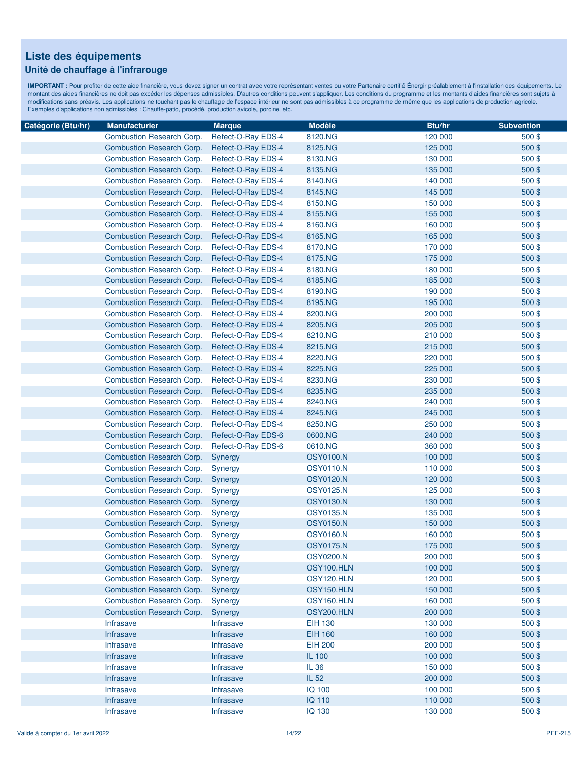# Liste des équipements

## Unité de chauffage à l'infrarouge

**IMPORTANT :** Pour profiter de cette aide financière, vous devez signer un contrat avec votre représentant ventes ou votre Partenaire certifié Énergir préalablement à l'installation des équipements. Le montant des aides financières ne doit pas excéder les dépenses admissibles. D'autres conditions peuvent s'appliquer. Les conditions du programme et les montants d'aides financières sont sujets à modifications sans préavis. Les applications ne touchant pas le chauffage de l'espace intérieur ne sont pas admissibles à ce programme de même que les applications de production agricole. Exemples d'applications non admissibles : Chauffe-patio, procédé, production avicole, porcine, etc.

| Catégorie (Btu/hr) | Manufacturier | Marque | Modèle | Btu/hr | Subvention |
|---|---|---|---|---|---|
| | Combustion Research Corp. | Refect-O-Ray EDS-4 | 8120.NG | 120 000 | 500 $ |
| | Combustion Research Corp. | Refect-O-Ray EDS-4 | 8125.NG | 125 000 | 500 $ |
| | Combustion Research Corp. | Refect-O-Ray EDS-4 | 8130.NG | 130 000 | 500 $ |
| | Combustion Research Corp. | Refect-O-Ray EDS-4 | 8135.NG | 135 000 | 500 $ |
| | Combustion Research Corp. | Refect-O-Ray EDS-4 | 8140.NG | 140 000 | 500 $ |
| | Combustion Research Corp. | Refect-O-Ray EDS-4 | 8145.NG | 145 000 | 500 $ |
| | Combustion Research Corp. | Refect-O-Ray EDS-4 | 8150.NG | 150 000 | 500 $ |
| | Combustion Research Corp. | Refect-O-Ray EDS-4 | 8155.NG | 155 000 | 500 $ |
| | Combustion Research Corp. | Refect-O-Ray EDS-4 | 8160.NG | 160 000 | 500 $ |
| | Combustion Research Corp. | Refect-O-Ray EDS-4 | 8165.NG | 165 000 | 500 $ |
| | Combustion Research Corp. | Refect-O-Ray EDS-4 | 8170.NG | 170 000 | 500 $ |
| | Combustion Research Corp. | Refect-O-Ray EDS-4 | 8175.NG | 175 000 | 500 $ |
| | Combustion Research Corp. | Refect-O-Ray EDS-4 | 8180.NG | 180 000 | 500 $ |
| | Combustion Research Corp. | Refect-O-Ray EDS-4 | 8185.NG | 185 000 | 500 $ |
| | Combustion Research Corp. | Refect-O-Ray EDS-4 | 8190.NG | 190 000 | 500 $ |
| | Combustion Research Corp. | Refect-O-Ray EDS-4 | 8195.NG | 195 000 | 500 $ |
| | Combustion Research Corp. | Refect-O-Ray EDS-4 | 8200.NG | 200 000 | 500 $ |
| | Combustion Research Corp. | Refect-O-Ray EDS-4 | 8205.NG | 205 000 | 500 $ |
| | Combustion Research Corp. | Refect-O-Ray EDS-4 | 8210.NG | 210 000 | 500 $ |
| | Combustion Research Corp. | Refect-O-Ray EDS-4 | 8215.NG | 215 000 | 500 $ |
| | Combustion Research Corp. | Refect-O-Ray EDS-4 | 8220.NG | 220 000 | 500 $ |
| | Combustion Research Corp. | Refect-O-Ray EDS-4 | 8225.NG | 225 000 | 500 $ |
| | Combustion Research Corp. | Refect-O-Ray EDS-4 | 8230.NG | 230 000 | 500 $ |
| | Combustion Research Corp. | Refect-O-Ray EDS-4 | 8235.NG | 235 000 | 500 $ |
| | Combustion Research Corp. | Refect-O-Ray EDS-4 | 8240.NG | 240 000 | 500 $ |
| | Combustion Research Corp. | Refect-O-Ray EDS-4 | 8245.NG | 245 000 | 500 $ |
| | Combustion Research Corp. | Refect-O-Ray EDS-4 | 8250.NG | 250 000 | 500 $ |
| | Combustion Research Corp. | Refect-O-Ray EDS-6 | 0600.NG | 240 000 | 500 $ |
| | Combustion Research Corp. | Refect-O-Ray EDS-6 | 0610.NG | 360 000 | 500 $ |
| | Combustion Research Corp. | Synergy | OSY0100.N | 100 000 | 500 $ |
| | Combustion Research Corp. | Synergy | OSY0110.N | 110 000 | 500 $ |
| | Combustion Research Corp. | Synergy | OSY0120.N | 120 000 | 500 $ |
| | Combustion Research Corp. | Synergy | OSY0125.N | 125 000 | 500 $ |
| | Combustion Research Corp. | Synergy | OSY0130.N | 130 000 | 500 $ |
| | Combustion Research Corp. | Synergy | OSY0135.N | 135 000 | 500 $ |
| | Combustion Research Corp. | Synergy | OSY0150.N | 150 000 | 500 $ |
| | Combustion Research Corp. | Synergy | OSY0160.N | 160 000 | 500 $ |
| | Combustion Research Corp. | Synergy | OSY0175.N | 175 000 | 500 $ |
| | Combustion Research Corp. | Synergy | OSY0200.N | 200 000 | 500 $ |
| | Combustion Research Corp. | Synergy | OSY100.HLN | 100 000 | 500 $ |
| | Combustion Research Corp. | Synergy | OSY120.HLN | 120 000 | 500 $ |
| | Combustion Research Corp. | Synergy | OSY150.HLN | 150 000 | 500 $ |
| | Combustion Research Corp. | Synergy | OSY160.HLN | 160 000 | 500 $ |
| | Combustion Research Corp. | Synergy | OSY200.HLN | 200 000 | 500 $ |
| | Infrasave | Infrasave | EIH 130 | 130 000 | 500 $ |
| | Infrasave | Infrasave | EIH 160 | 160 000 | 500 $ |
| | Infrasave | Infrasave | EIH 200 | 200 000 | 500 $ |
| | Infrasave | Infrasave | IL 100 | 100 000 | 500 $ |
| | Infrasave | Infrasave | IL 36 | 150 000 | 500 $ |
| | Infrasave | Infrasave | IL 52 | 200 000 | 500 $ |
| | Infrasave | Infrasave | IQ 100 | 100 000 | 500 $ |
| | Infrasave | Infrasave | IQ 110 | 110 000 | 500 $ |
| | Infrasave | Infrasave | IQ 130 | 130 000 | 500 $ |

Valide à compter du 1er avril 2022

PEE-215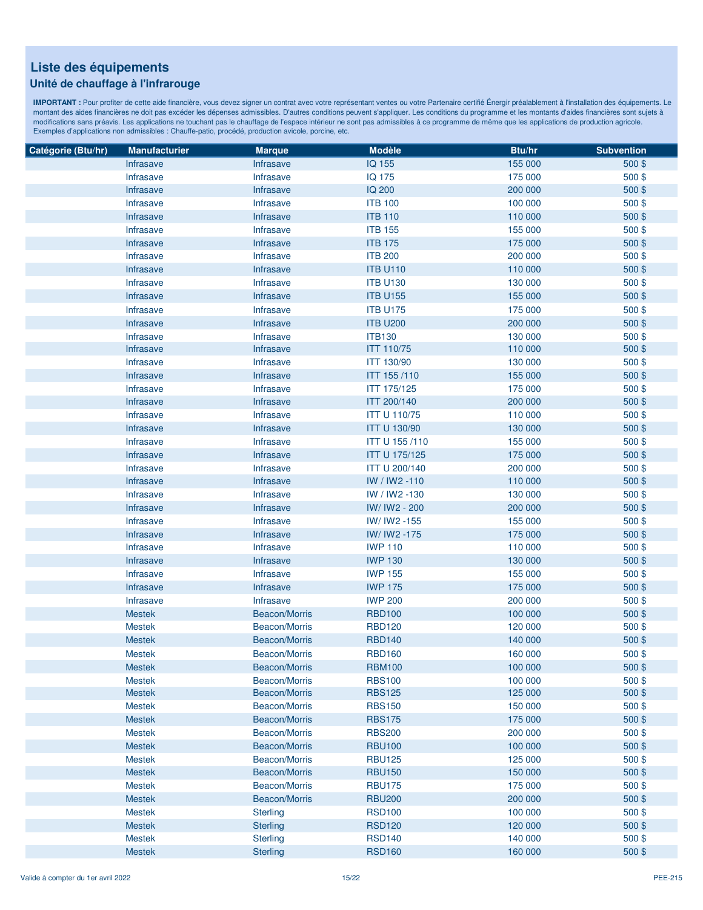## Liste des équipements

### Unité de chauffage à l'infrarouge

**IMPORTANT :** Pour profiter de cette aide financière, vous devez signer un contrat avec votre représentant ventes ou votre Partenaire certifié Énergir préalablement à l'installation des équipements. Le montant des aides financières ne doit pas excéder les dépenses admissibles. D'autres conditions peuvent s'appliquer. Les conditions du programme et les montants d'aides financières sont sujets à modifications sans préavis. Les applications ne touchant pas le chauffage de l'espace intérieur ne sont pas admissibles à ce programme de même que les applications de production agricole. Exemples d'applications non admissibles : Chauffe-patio, procédé, production avicole, porcine, etc.

| Catégorie (Btu/hr) | Manufacturier | Marque | Modèle | Btu/hr | Subvention |
|---|---|---|---|---|---|
| | Infrasave | Infrasave | IQ 155 | 155 000 | 500 $ |
| | Infrasave | Infrasave | IQ 175 | 175 000 | 500 $ |
| | Infrasave | Infrasave | IQ 200 | 200 000 | 500 $ |
| | Infrasave | Infrasave | ITB 100 | 100 000 | 500 $ |
| | Infrasave | Infrasave | ITB 110 | 110 000 | 500 $ |
| | Infrasave | Infrasave | ITB 155 | 155 000 | 500 $ |
| | Infrasave | Infrasave | ITB 175 | 175 000 | 500 $ |
| | Infrasave | Infrasave | ITB 200 | 200 000 | 500 $ |
| | Infrasave | Infrasave | ITB U110 | 110 000 | 500 $ |
| | Infrasave | Infrasave | ITB U130 | 130 000 | 500 $ |
| | Infrasave | Infrasave | ITB U155 | 155 000 | 500 $ |
| | Infrasave | Infrasave | ITB U175 | 175 000 | 500 $ |
| | Infrasave | Infrasave | ITB U200 | 200 000 | 500 $ |
| | Infrasave | Infrasave | ITB130 | 130 000 | 500 $ |
| | Infrasave | Infrasave | ITT 110/75 | 110 000 | 500 $ |
| | Infrasave | Infrasave | ITT 130/90 | 130 000 | 500 $ |
| | Infrasave | Infrasave | ITT 155 /110 | 155 000 | 500 $ |
| | Infrasave | Infrasave | ITT 175/125 | 175 000 | 500 $ |
| | Infrasave | Infrasave | ITT 200/140 | 200 000 | 500 $ |
| | Infrasave | Infrasave | ITT U 110/75 | 110 000 | 500 $ |
| | Infrasave | Infrasave | ITT U 130/90 | 130 000 | 500 $ |
| | Infrasave | Infrasave | ITT U 155 /110 | 155 000 | 500 $ |
| | Infrasave | Infrasave | ITT U 175/125 | 175 000 | 500 $ |
| | Infrasave | Infrasave | ITT U 200/140 | 200 000 | 500 $ |
| | Infrasave | Infrasave | IW / IW2 -110 | 110 000 | 500 $ |
| | Infrasave | Infrasave | IW / IW2 -130 | 130 000 | 500 $ |
| | Infrasave | Infrasave | IW/ IW2 - 200 | 200 000 | 500 $ |
| | Infrasave | Infrasave | IW/ IW2 -155 | 155 000 | 500 $ |
| | Infrasave | Infrasave | IW/ IW2 -175 | 175 000 | 500 $ |
| | Infrasave | Infrasave | IWP 110 | 110 000 | 500 $ |
| | Infrasave | Infrasave | IWP 130 | 130 000 | 500 $ |
| | Infrasave | Infrasave | IWP 155 | 155 000 | 500 $ |
| | Infrasave | Infrasave | IWP 175 | 175 000 | 500 $ |
| | Infrasave | Infrasave | IWP 200 | 200 000 | 500 $ |
| | Mestek | Beacon/Morris | RBD100 | 100 000 | 500 $ |
| | Mestek | Beacon/Morris | RBD120 | 120 000 | 500 $ |
| | Mestek | Beacon/Morris | RBD140 | 140 000 | 500 $ |
| | Mestek | Beacon/Morris | RBD160 | 160 000 | 500 $ |
| | Mestek | Beacon/Morris | RBM100 | 100 000 | 500 $ |
| | Mestek | Beacon/Morris | RBS100 | 100 000 | 500 $ |
| | Mestek | Beacon/Morris | RBS125 | 125 000 | 500 $ |
| | Mestek | Beacon/Morris | RBS150 | 150 000 | 500 $ |
| | Mestek | Beacon/Morris | RBS175 | 175 000 | 500 $ |
| | Mestek | Beacon/Morris | RBS200 | 200 000 | 500 $ |
| | Mestek | Beacon/Morris | RBU100 | 100 000 | 500 $ |
| | Mestek | Beacon/Morris | RBU125 | 125 000 | 500 $ |
| | Mestek | Beacon/Morris | RBU150 | 150 000 | 500 $ |
| | Mestek | Beacon/Morris | RBU175 | 175 000 | 500 $ |
| | Mestek | Beacon/Morris | RBU200 | 200 000 | 500 $ |
| | Mestek | Sterling | RSD100 | 100 000 | 500 $ |
| | Mestek | Sterling | RSD120 | 120 000 | 500 $ |
| | Mestek | Sterling | RSD140 | 140 000 | 500 $ |
| | Mestek | Sterling | RSD160 | 160 000 | 500 $ |

Valide à compter du 1er avril 2022

PEE-215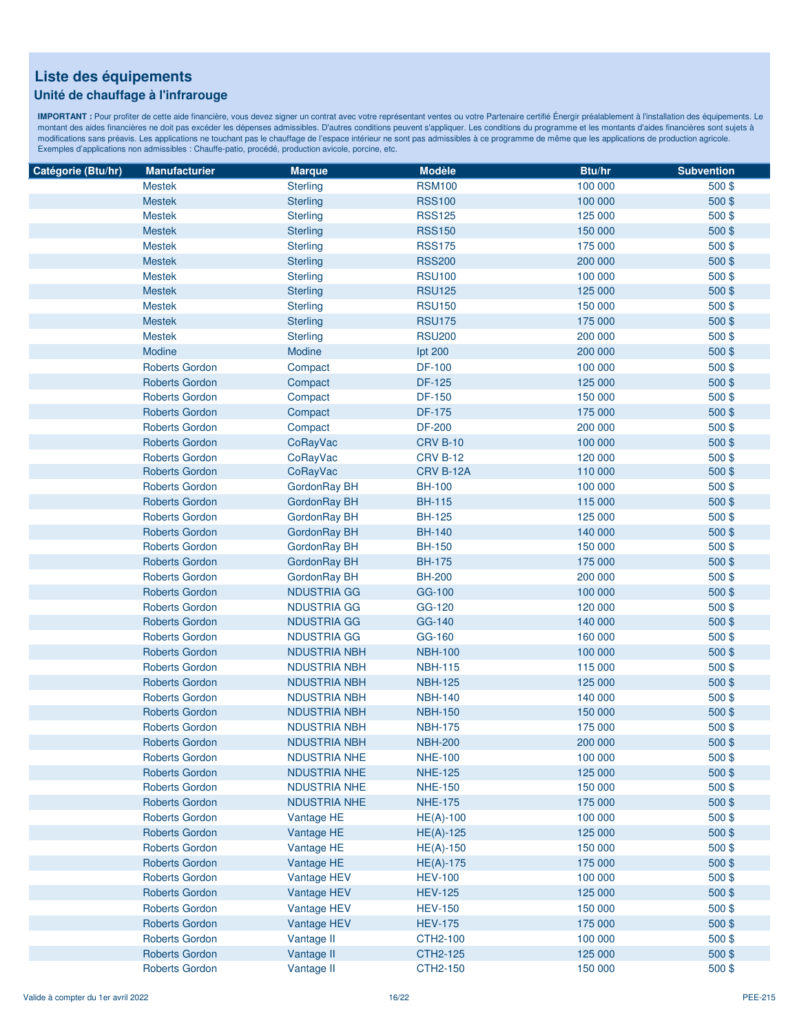# Liste des équipements

## Unité de chauffage à l'infrarouge

**IMPORTANT :** Pour profiter de cette aide financière, vous devez signer un contrat avec votre représentant ventes ou votre Partenaire certifié Énergir préalablement à l'installation des équipements. Le montant des aides financières ne doit pas excéder les dépenses admissibles. D'autres conditions peuvent s'appliquer. Les conditions du programme et les montants d'aides financières sont sujets à modifications sans préavis. Les applications ne touchant pas le chauffage de l'espace intérieur ne sont pas admissibles à ce programme de même que les applications de production agricole. Exemples d'applications non admissibles : Chauffe-patio, procédé, production avicole, porcine, etc.

| Catégorie (Btu/hr) | Manufacturier | Marque | Modèle | Btu/hr | Subvention |
|---|---|---|---|---|---|
| | Mestek | Sterling | RSM100 | 100 000 | 500 $ |
| | Mestek | Sterling | RSS100 | 100 000 | 500 $ |
| | Mestek | Sterling | RSS125 | 125 000 | 500 $ |
| | Mestek | Sterling | RSS150 | 150 000 | 500 $ |
| | Mestek | Sterling | RSS175 | 175 000 | 500 $ |
| | Mestek | Sterling | RSS200 | 200 000 | 500 $ |
| | Mestek | Sterling | RSU100 | 100 000 | 500 $ |
| | Mestek | Sterling | RSU125 | 125 000 | 500 $ |
| | Mestek | Sterling | RSU150 | 150 000 | 500 $ |
| | Mestek | Sterling | RSU175 | 175 000 | 500 $ |
| | Mestek | Sterling | RSU200 | 200 000 | 500 $ |
| | Modine | Modine | Ipt 200 | 200 000 | 500 $ |
| | Roberts Gordon | Compact | DF-100 | 100 000 | 500 $ |
| | Roberts Gordon | Compact | DF-125 | 125 000 | 500 $ |
| | Roberts Gordon | Compact | DF-150 | 150 000 | 500 $ |
| | Roberts Gordon | Compact | DF-175 | 175 000 | 500 $ |
| | Roberts Gordon | Compact | DF-200 | 200 000 | 500 $ |
| | Roberts Gordon | CoRayVac | CRV B-10 | 100 000 | 500 $ |
| | Roberts Gordon | CoRayVac | CRV B-12 | 120 000 | 500 $ |
| | Roberts Gordon | CoRayVac | CRV B-12A | 110 000 | 500 $ |
| | Roberts Gordon | GordonRay BH | BH-100 | 100 000 | 500 $ |
| | Roberts Gordon | GordonRay BH | BH-115 | 115 000 | 500 $ |
| | Roberts Gordon | GordonRay BH | BH-125 | 125 000 | 500 $ |
| | Roberts Gordon | GordonRay BH | BH-140 | 140 000 | 500 $ |
| | Roberts Gordon | GordonRay BH | BH-150 | 150 000 | 500 $ |
| | Roberts Gordon | GordonRay BH | BH-175 | 175 000 | 500 $ |
| | Roberts Gordon | GordonRay BH | BH-200 | 200 000 | 500 $ |
| | Roberts Gordon | NDUSTRIA GG | GG-100 | 100 000 | 500 $ |
| | Roberts Gordon | NDUSTRIA GG | GG-120 | 120 000 | 500 $ |
| | Roberts Gordon | NDUSTRIA GG | GG-140 | 140 000 | 500 $ |
| | Roberts Gordon | NDUSTRIA GG | GG-160 | 160 000 | 500 $ |
| | Roberts Gordon | NDUSTRIA NBH | NBH-100 | 100 000 | 500 $ |
| | Roberts Gordon | NDUSTRIA NBH | NBH-115 | 115 000 | 500 $ |
| | Roberts Gordon | NDUSTRIA NBH | NBH-125 | 125 000 | 500 $ |
| | Roberts Gordon | NDUSTRIA NBH | NBH-140 | 140 000 | 500 $ |
| | Roberts Gordon | NDUSTRIA NBH | NBH-150 | 150 000 | 500 $ |
| | Roberts Gordon | NDUSTRIA NBH | NBH-175 | 175 000 | 500 $ |
| | Roberts Gordon | NDUSTRIA NBH | NBH-200 | 200 000 | 500 $ |
| | Roberts Gordon | NDUSTRIA NHE | NHE-100 | 100 000 | 500 $ |
| | Roberts Gordon | NDUSTRIA NHE | NHE-125 | 125 000 | 500 $ |
| | Roberts Gordon | NDUSTRIA NHE | NHE-150 | 150 000 | 500 $ |
| | Roberts Gordon | NDUSTRIA NHE | NHE-175 | 175 000 | 500 $ |
| | Roberts Gordon | Vantage HE | HE(A)-100 | 100 000 | 500 $ |
| | Roberts Gordon | Vantage HE | HE(A)-125 | 125 000 | 500 $ |
| | Roberts Gordon | Vantage HE | HE(A)-150 | 150 000 | 500 $ |
| | Roberts Gordon | Vantage HE | HE(A)-175 | 175 000 | 500 $ |
| | Roberts Gordon | Vantage HEV | HEV-100 | 100 000 | 500 $ |
| | Roberts Gordon | Vantage HEV | HEV-125 | 125 000 | 500 $ |
| | Roberts Gordon | Vantage HEV | HEV-150 | 150 000 | 500 $ |
| | Roberts Gordon | Vantage HEV | HEV-175 | 175 000 | 500 $ |
| | Roberts Gordon | Vantage II | CTH2-100 | 100 000 | 500 $ |
| | Roberts Gordon | Vantage II | CTH2-125 | 125 000 | 500 $ |
| | Roberts Gordon | Vantage II | CTH2-150 | 150 000 | 500 $ |

Valide à compter du 1er avril 2022

PEE-215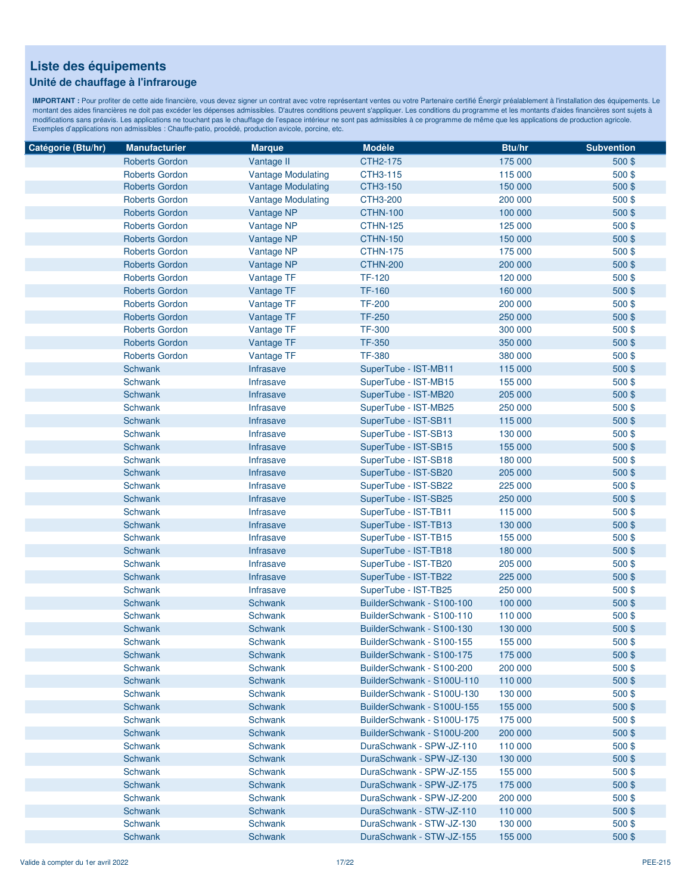## Liste des équipements

### Unité de chauffage à l'infrarouge

**IMPORTANT :** Pour profiter de cette aide financière, vous devez signer un contrat avec votre représentant ventes ou votre Partenaire certifié Énergir préalablement à l'installation des équipements. Le montant des aides financières ne doit pas excéder les dépenses admissibles. D'autres conditions peuvent s'appliquer. Les conditions du programme et les montants d'aides financières sont sujets à modifications sans préavis. Les applications ne touchant pas le chauffage de l'espace intérieur ne sont pas admissibles à ce programme de même que les applications de production agricole. Exemples d'applications non admissibles : Chauffe-patio, procédé, production avicole, porcine, etc.

| Catégorie (Btu/hr) | Manufacturier | Marque | Modèle | Btu/hr | Subvention |
|---|---|---|---|---|---|
| | Roberts Gordon | Vantage II | CTH2-175 | 175 000 | 500 $ |
| | Roberts Gordon | Vantage Modulating | CTH3-115 | 115 000 | 500 $ |
| | Roberts Gordon | Vantage Modulating | CTH3-150 | 150 000 | 500 $ |
| | Roberts Gordon | Vantage Modulating | CTH3-200 | 200 000 | 500 $ |
| | Roberts Gordon | Vantage NP | CTHN-100 | 100 000 | 500 $ |
| | Roberts Gordon | Vantage NP | CTHN-125 | 125 000 | 500 $ |
| | Roberts Gordon | Vantage NP | CTHN-150 | 150 000 | 500 $ |
| | Roberts Gordon | Vantage NP | CTHN-175 | 175 000 | 500 $ |
| | Roberts Gordon | Vantage NP | CTHN-200 | 200 000 | 500 $ |
| | Roberts Gordon | Vantage TF | TF-120 | 120 000 | 500 $ |
| | Roberts Gordon | Vantage TF | TF-160 | 160 000 | 500 $ |
| | Roberts Gordon | Vantage TF | TF-200 | 200 000 | 500 $ |
| | Roberts Gordon | Vantage TF | TF-250 | 250 000 | 500 $ |
| | Roberts Gordon | Vantage TF | TF-300 | 300 000 | 500 $ |
| | Roberts Gordon | Vantage TF | TF-350 | 350 000 | 500 $ |
| | Roberts Gordon | Vantage TF | TF-380 | 380 000 | 500 $ |
| | Schwank | Infrasave | SuperTube - IST-MB11 | 115 000 | 500 $ |
| | Schwank | Infrasave | SuperTube - IST-MB15 | 155 000 | 500 $ |
| | Schwank | Infrasave | SuperTube - IST-MB20 | 205 000 | 500 $ |
| | Schwank | Infrasave | SuperTube - IST-MB25 | 250 000 | 500 $ |
| | Schwank | Infrasave | SuperTube - IST-SB11 | 115 000 | 500 $ |
| | Schwank | Infrasave | SuperTube - IST-SB13 | 130 000 | 500 $ |
| | Schwank | Infrasave | SuperTube - IST-SB15 | 155 000 | 500 $ |
| | Schwank | Infrasave | SuperTube - IST-SB18 | 180 000 | 500 $ |
| | Schwank | Infrasave | SuperTube - IST-SB20 | 205 000 | 500 $ |
| | Schwank | Infrasave | SuperTube - IST-SB22 | 225 000 | 500 $ |
| | Schwank | Infrasave | SuperTube - IST-SB25 | 250 000 | 500 $ |
| | Schwank | Infrasave | SuperTube - IST-TB11 | 115 000 | 500 $ |
| | Schwank | Infrasave | SuperTube - IST-TB13 | 130 000 | 500 $ |
| | Schwank | Infrasave | SuperTube - IST-TB15 | 155 000 | 500 $ |
| | Schwank | Infrasave | SuperTube - IST-TB18 | 180 000 | 500 $ |
| | Schwank | Infrasave | SuperTube - IST-TB20 | 205 000 | 500 $ |
| | Schwank | Infrasave | SuperTube - IST-TB22 | 225 000 | 500 $ |
| | Schwank | Infrasave | SuperTube - IST-TB25 | 250 000 | 500 $ |
| | Schwank | Schwank | BuilderSchwank - S100-100 | 100 000 | 500 $ |
| | Schwank | Schwank | BuilderSchwank - S100-110 | 110 000 | 500 $ |
| | Schwank | Schwank | BuilderSchwank - S100-130 | 130 000 | 500 $ |
| | Schwank | Schwank | BuilderSchwank - S100-155 | 155 000 | 500 $ |
| | Schwank | Schwank | BuilderSchwank - S100-175 | 175 000 | 500 $ |
| | Schwank | Schwank | BuilderSchwank - S100-200 | 200 000 | 500 $ |
| | Schwank | Schwank | BuilderSchwank - S100U-110 | 110 000 | 500 $ |
| | Schwank | Schwank | BuilderSchwank - S100U-130 | 130 000 | 500 $ |
| | Schwank | Schwank | BuilderSchwank - S100U-155 | 155 000 | 500 $ |
| | Schwank | Schwank | BuilderSchwank - S100U-175 | 175 000 | 500 $ |
| | Schwank | Schwank | BuilderSchwank - S100U-200 | 200 000 | 500 $ |
| | Schwank | Schwank | DuraSchwank - SPW-JZ-110 | 110 000 | 500 $ |
| | Schwank | Schwank | DuraSchwank - SPW-JZ-130 | 130 000 | 500 $ |
| | Schwank | Schwank | DuraSchwank - SPW-JZ-155 | 155 000 | 500 $ |
| | Schwank | Schwank | DuraSchwank - SPW-JZ-175 | 175 000 | 500 $ |
| | Schwank | Schwank | DuraSchwank - SPW-JZ-200 | 200 000 | 500 $ |
| | Schwank | Schwank | DuraSchwank - STW-JZ-110 | 110 000 | 500 $ |
| | Schwank | Schwank | DuraSchwank - STW-JZ-130 | 130 000 | 500 $ |
| | Schwank | Schwank | DuraSchwank - STW-JZ-155 | 155 000 | 500 $ |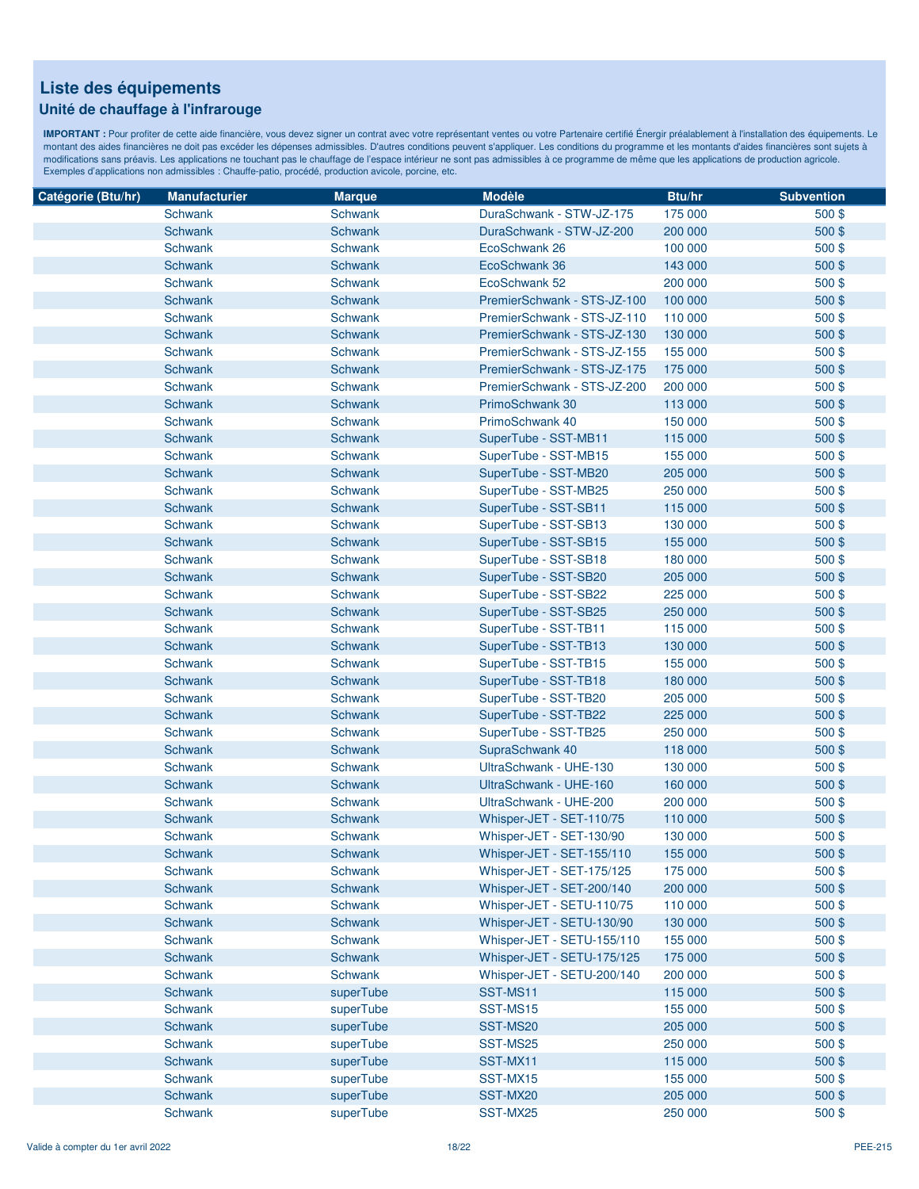# Liste des équipements

## Unité de chauffage à l'infrarouge

**IMPORTANT :** Pour profiter de cette aide financière, vous devez signer un contrat avec votre représentant ventes ou votre Partenaire certifié Énergir préalablement à l'installation des équipements. Le montant des aides financières ne doit pas excéder les dépenses admissibles. D'autres conditions peuvent s'appliquer. Les conditions du programme et les montants d'aides financières sont sujets à modifications sans préavis. Les applications ne touchant pas le chauffage de l'espace intérieur ne sont pas admissibles à ce programme de même que les applications de production agricole. Exemples d'applications non admissibles : Chauffe-patio, procédé, production avicole, porcine, etc.

| Catégorie (Btu/hr) | Manufacturier | Marque | Modèle | Btu/hr | Subvention |
|---|---|---|---|---|---|
| | Schwank | Schwank | DuraSchwank - STW-JZ-175 | 175 000 | 500 $ |
| | Schwank | Schwank | DuraSchwank - STW-JZ-200 | 200 000 | 500 $ |
| | Schwank | Schwank | EcoSchwank 26 | 100 000 | 500 $ |
| | Schwank | Schwank | EcoSchwank 36 | 143 000 | 500 $ |
| | Schwank | Schwank | EcoSchwank 52 | 200 000 | 500 $ |
| | Schwank | Schwank | PremierSchwank - STS-JZ-100 | 100 000 | 500 $ |
| | Schwank | Schwank | PremierSchwank - STS-JZ-110 | 110 000 | 500 $ |
| | Schwank | Schwank | PremierSchwank - STS-JZ-130 | 130 000 | 500 $ |
| | Schwank | Schwank | PremierSchwank - STS-JZ-155 | 155 000 | 500 $ |
| | Schwank | Schwank | PremierSchwank - STS-JZ-175 | 175 000 | 500 $ |
| | Schwank | Schwank | PremierSchwank - STS-JZ-200 | 200 000 | 500 $ |
| | Schwank | Schwank | PrimoSchwank 30 | 113 000 | 500 $ |
| | Schwank | Schwank | PrimoSchwank 40 | 150 000 | 500 $ |
| | Schwank | Schwank | SuperTube - SST-MB11 | 115 000 | 500 $ |
| | Schwank | Schwank | SuperTube - SST-MB15 | 155 000 | 500 $ |
| | Schwank | Schwank | SuperTube - SST-MB20 | 205 000 | 500 $ |
| | Schwank | Schwank | SuperTube - SST-MB25 | 250 000 | 500 $ |
| | Schwank | Schwank | SuperTube - SST-SB11 | 115 000 | 500 $ |
| | Schwank | Schwank | SuperTube - SST-SB13 | 130 000 | 500 $ |
| | Schwank | Schwank | SuperTube - SST-SB15 | 155 000 | 500 $ |
| | Schwank | Schwank | SuperTube - SST-SB18 | 180 000 | 500 $ |
| | Schwank | Schwank | SuperTube - SST-SB20 | 205 000 | 500 $ |
| | Schwank | Schwank | SuperTube - SST-SB22 | 225 000 | 500 $ |
| | Schwank | Schwank | SuperTube - SST-SB25 | 250 000 | 500 $ |
| | Schwank | Schwank | SuperTube - SST-TB11 | 115 000 | 500 $ |
| | Schwank | Schwank | SuperTube - SST-TB13 | 130 000 | 500 $ |
| | Schwank | Schwank | SuperTube - SST-TB15 | 155 000 | 500 $ |
| | Schwank | Schwank | SuperTube - SST-TB18 | 180 000 | 500 $ |
| | Schwank | Schwank | SuperTube - SST-TB20 | 205 000 | 500 $ |
| | Schwank | Schwank | SuperTube - SST-TB22 | 225 000 | 500 $ |
| | Schwank | Schwank | SuperTube - SST-TB25 | 250 000 | 500 $ |
| | Schwank | Schwank | SupraSchwank 40 | 118 000 | 500 $ |
| | Schwank | Schwank | UltraSchwank - UHE-130 | 130 000 | 500 $ |
| | Schwank | Schwank | UltraSchwank - UHE-160 | 160 000 | 500 $ |
| | Schwank | Schwank | UltraSchwank - UHE-200 | 200 000 | 500 $ |
| | Schwank | Schwank | Whisper-JET - SET-110/75 | 110 000 | 500 $ |
| | Schwank | Schwank | Whisper-JET - SET-130/90 | 130 000 | 500 $ |
| | Schwank | Schwank | Whisper-JET - SET-155/110 | 155 000 | 500 $ |
| | Schwank | Schwank | Whisper-JET - SET-175/125 | 175 000 | 500 $ |
| | Schwank | Schwank | Whisper-JET - SET-200/140 | 200 000 | 500 $ |
| | Schwank | Schwank | Whisper-JET - SETU-110/75 | 110 000 | 500 $ |
| | Schwank | Schwank | Whisper-JET - SETU-130/90 | 130 000 | 500 $ |
| | Schwank | Schwank | Whisper-JET - SETU-155/110 | 155 000 | 500 $ |
| | Schwank | Schwank | Whisper-JET - SETU-175/125 | 175 000 | 500 $ |
| | Schwank | Schwank | Whisper-JET - SETU-200/140 | 200 000 | 500 $ |
| | Schwank | superTube | SST-MS11 | 115 000 | 500 $ |
| | Schwank | superTube | SST-MS15 | 155 000 | 500 $ |
| | Schwank | superTube | SST-MS20 | 205 000 | 500 $ |
| | Schwank | superTube | SST-MS25 | 250 000 | 500 $ |
| | Schwank | superTube | SST-MX11 | 115 000 | 500 $ |
| | Schwank | superTube | SST-MX15 | 155 000 | 500 $ |
| | Schwank | superTube | SST-MX20 | 205 000 | 500 $ |
| | Schwank | superTube | SST-MX25 | 250 000 | 500 $ |

Valide à compter du 1er avril 2022

PEE-215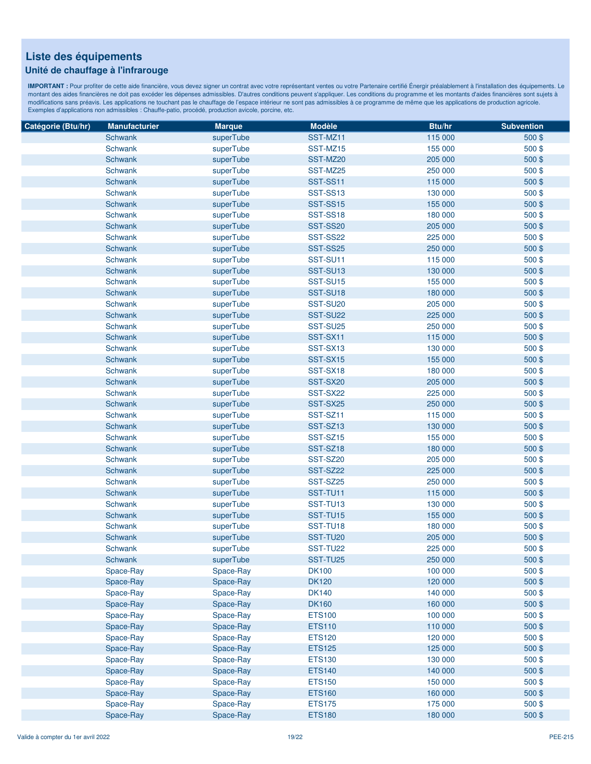# Liste des équipements

## Unité de chauffage à l'infrarouge

**IMPORTANT :** Pour profiter de cette aide financière, vous devez signer un contrat avec votre représentant ventes ou votre Partenaire certifié Énergir préalablement à l'installation des équipements. Le montant des aides financières ne doit pas excéder les dépenses admissibles. D'autres conditions peuvent s'appliquer. Les conditions du programme et les montants d'aides financières sont sujets à modifications sans préavis. Les applications ne touchant pas le chauffage de l'espace intérieur ne sont pas admissibles à ce programme de même que les applications de production agricole. Exemples d'applications non admissibles : Chauffe-patio, procédé, production avicole, porcine, etc.

| Catégorie (Btu/hr) | Manufacturier | Marque | Modèle | Btu/hr | Subvention |
|---|---|---|---|---|---|
| | Schwank | superTube | SST-MZ11 | 115 000 | 500 $ |
| | Schwank | superTube | SST-MZ15 | 155 000 | 500 $ |
| | Schwank | superTube | SST-MZ20 | 205 000 | 500 $ |
| | Schwank | superTube | SST-MZ25 | 250 000 | 500 $ |
| | Schwank | superTube | SST-SS11 | 115 000 | 500 $ |
| | Schwank | superTube | SST-SS13 | 130 000 | 500 $ |
| | Schwank | superTube | SST-SS15 | 155 000 | 500 $ |
| | Schwank | superTube | SST-SS18 | 180 000 | 500 $ |
| | Schwank | superTube | SST-SS20 | 205 000 | 500 $ |
| | Schwank | superTube | SST-SS22 | 225 000 | 500 $ |
| | Schwank | superTube | SST-SS25 | 250 000 | 500 $ |
| | Schwank | superTube | SST-SU11 | 115 000 | 500 $ |
| | Schwank | superTube | SST-SU13 | 130 000 | 500 $ |
| | Schwank | superTube | SST-SU15 | 155 000 | 500 $ |
| | Schwank | superTube | SST-SU18 | 180 000 | 500 $ |
| | Schwank | superTube | SST-SU20 | 205 000 | 500 $ |
| | Schwank | superTube | SST-SU22 | 225 000 | 500 $ |
| | Schwank | superTube | SST-SU25 | 250 000 | 500 $ |
| | Schwank | superTube | SST-SX11 | 115 000 | 500 $ |
| | Schwank | superTube | SST-SX13 | 130 000 | 500 $ |
| | Schwank | superTube | SST-SX15 | 155 000 | 500 $ |
| | Schwank | superTube | SST-SX18 | 180 000 | 500 $ |
| | Schwank | superTube | SST-SX20 | 205 000 | 500 $ |
| | Schwank | superTube | SST-SX22 | 225 000 | 500 $ |
| | Schwank | superTube | SST-SX25 | 250 000 | 500 $ |
| | Schwank | superTube | SST-SZ11 | 115 000 | 500 $ |
| | Schwank | superTube | SST-SZ13 | 130 000 | 500 $ |
| | Schwank | superTube | SST-SZ15 | 155 000 | 500 $ |
| | Schwank | superTube | SST-SZ18 | 180 000 | 500 $ |
| | Schwank | superTube | SST-SZ20 | 205 000 | 500 $ |
| | Schwank | superTube | SST-SZ22 | 225 000 | 500 $ |
| | Schwank | superTube | SST-SZ25 | 250 000 | 500 $ |
| | Schwank | superTube | SST-TU11 | 115 000 | 500 $ |
| | Schwank | superTube | SST-TU13 | 130 000 | 500 $ |
| | Schwank | superTube | SST-TU15 | 155 000 | 500 $ |
| | Schwank | superTube | SST-TU18 | 180 000 | 500 $ |
| | Schwank | superTube | SST-TU20 | 205 000 | 500 $ |
| | Schwank | superTube | SST-TU22 | 225 000 | 500 $ |
| | Schwank | superTube | SST-TU25 | 250 000 | 500 $ |
| | Space-Ray | Space-Ray | DK100 | 100 000 | 500 $ |
| | Space-Ray | Space-Ray | DK120 | 120 000 | 500 $ |
| | Space-Ray | Space-Ray | DK140 | 140 000 | 500 $ |
| | Space-Ray | Space-Ray | DK160 | 160 000 | 500 $ |
| | Space-Ray | Space-Ray | ETS100 | 100 000 | 500 $ |
| | Space-Ray | Space-Ray | ETS110 | 110 000 | 500 $ |
| | Space-Ray | Space-Ray | ETS120 | 120 000 | 500 $ |
| | Space-Ray | Space-Ray | ETS125 | 125 000 | 500 $ |
| | Space-Ray | Space-Ray | ETS130 | 130 000 | 500 $ |
| | Space-Ray | Space-Ray | ETS140 | 140 000 | 500 $ |
| | Space-Ray | Space-Ray | ETS150 | 150 000 | 500 $ |
| | Space-Ray | Space-Ray | ETS160 | 160 000 | 500 $ |
| | Space-Ray | Space-Ray | ETS175 | 175 000 | 500 $ |
| | Space-Ray | Space-Ray | ETS180 | 180 000 | 500 $ |

Valide à compter du 1er avril 2022 — PEE-215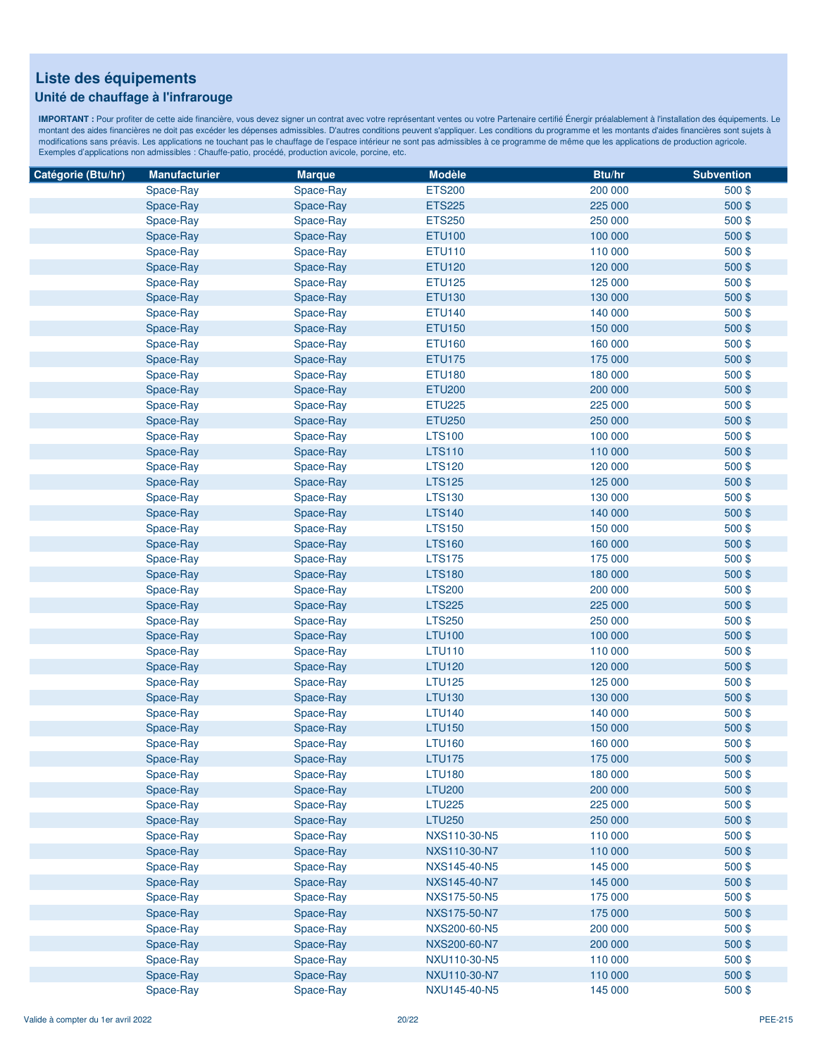# Liste des équipements

## Unité de chauffage à l'infrarouge

**IMPORTANT :** Pour profiter de cette aide financière, vous devez signer un contrat avec votre représentant ventes ou votre Partenaire certifié Énergir préalablement à l'installation des équipements. Le montant des aides financières ne doit pas excéder les dépenses admissibles. D'autres conditions peuvent s'appliquer. Les conditions du programme et les montants d'aides financières sont sujets à modifications sans préavis. Les applications ne touchant pas le chauffage de l'espace intérieur ne sont pas admissibles à ce programme de même que les applications de production agricole. Exemples d'applications non admissibles : Chauffe-patio, procédé, production avicole, porcine, etc.

| Catégorie (Btu/hr) | Manufacturier | Marque | Modèle | Btu/hr | Subvention |
|---|---|---|---|---|---|
| | Space-Ray | Space-Ray | ETS200 | 200 000 | 500 $ |
| | Space-Ray | Space-Ray | ETS225 | 225 000 | 500 $ |
| | Space-Ray | Space-Ray | ETS250 | 250 000 | 500 $ |
| | Space-Ray | Space-Ray | ETU100 | 100 000 | 500 $ |
| | Space-Ray | Space-Ray | ETU110 | 110 000 | 500 $ |
| | Space-Ray | Space-Ray | ETU120 | 120 000 | 500 $ |
| | Space-Ray | Space-Ray | ETU125 | 125 000 | 500 $ |
| | Space-Ray | Space-Ray | ETU130 | 130 000 | 500 $ |
| | Space-Ray | Space-Ray | ETU140 | 140 000 | 500 $ |
| | Space-Ray | Space-Ray | ETU150 | 150 000 | 500 $ |
| | Space-Ray | Space-Ray | ETU160 | 160 000 | 500 $ |
| | Space-Ray | Space-Ray | ETU175 | 175 000 | 500 $ |
| | Space-Ray | Space-Ray | ETU180 | 180 000 | 500 $ |
| | Space-Ray | Space-Ray | ETU200 | 200 000 | 500 $ |
| | Space-Ray | Space-Ray | ETU225 | 225 000 | 500 $ |
| | Space-Ray | Space-Ray | ETU250 | 250 000 | 500 $ |
| | Space-Ray | Space-Ray | LTS100 | 100 000 | 500 $ |
| | Space-Ray | Space-Ray | LTS110 | 110 000 | 500 $ |
| | Space-Ray | Space-Ray | LTS120 | 120 000 | 500 $ |
| | Space-Ray | Space-Ray | LTS125 | 125 000 | 500 $ |
| | Space-Ray | Space-Ray | LTS130 | 130 000 | 500 $ |
| | Space-Ray | Space-Ray | LTS140 | 140 000 | 500 $ |
| | Space-Ray | Space-Ray | LTS150 | 150 000 | 500 $ |
| | Space-Ray | Space-Ray | LTS160 | 160 000 | 500 $ |
| | Space-Ray | Space-Ray | LTS175 | 175 000 | 500 $ |
| | Space-Ray | Space-Ray | LTS180 | 180 000 | 500 $ |
| | Space-Ray | Space-Ray | LTS200 | 200 000 | 500 $ |
| | Space-Ray | Space-Ray | LTS225 | 225 000 | 500 $ |
| | Space-Ray | Space-Ray | LTS250 | 250 000 | 500 $ |
| | Space-Ray | Space-Ray | LTU100 | 100 000 | 500 $ |
| | Space-Ray | Space-Ray | LTU110 | 110 000 | 500 $ |
| | Space-Ray | Space-Ray | LTU120 | 120 000 | 500 $ |
| | Space-Ray | Space-Ray | LTU125 | 125 000 | 500 $ |
| | Space-Ray | Space-Ray | LTU130 | 130 000 | 500 $ |
| | Space-Ray | Space-Ray | LTU140 | 140 000 | 500 $ |
| | Space-Ray | Space-Ray | LTU150 | 150 000 | 500 $ |
| | Space-Ray | Space-Ray | LTU160 | 160 000 | 500 $ |
| | Space-Ray | Space-Ray | LTU175 | 175 000 | 500 $ |
| | Space-Ray | Space-Ray | LTU180 | 180 000 | 500 $ |
| | Space-Ray | Space-Ray | LTU200 | 200 000 | 500 $ |
| | Space-Ray | Space-Ray | LTU225 | 225 000 | 500 $ |
| | Space-Ray | Space-Ray | LTU250 | 250 000 | 500 $ |
| | Space-Ray | Space-Ray | NXS110-30-N5 | 110 000 | 500 $ |
| | Space-Ray | Space-Ray | NXS110-30-N7 | 110 000 | 500 $ |
| | Space-Ray | Space-Ray | NXS145-40-N5 | 145 000 | 500 $ |
| | Space-Ray | Space-Ray | NXS145-40-N7 | 145 000 | 500 $ |
| | Space-Ray | Space-Ray | NXS175-50-N5 | 175 000 | 500 $ |
| | Space-Ray | Space-Ray | NXS175-50-N7 | 175 000 | 500 $ |
| | Space-Ray | Space-Ray | NXS200-60-N5 | 200 000 | 500 $ |
| | Space-Ray | Space-Ray | NXS200-60-N7 | 200 000 | 500 $ |
| | Space-Ray | Space-Ray | NXU110-30-N5 | 110 000 | 500 $ |
| | Space-Ray | Space-Ray | NXU110-30-N7 | 110 000 | 500 $ |
| | Space-Ray | Space-Ray | NXU145-40-N5 | 145 000 | 500 $ |

Valide à compter du 1er avril 2022 — PEE-215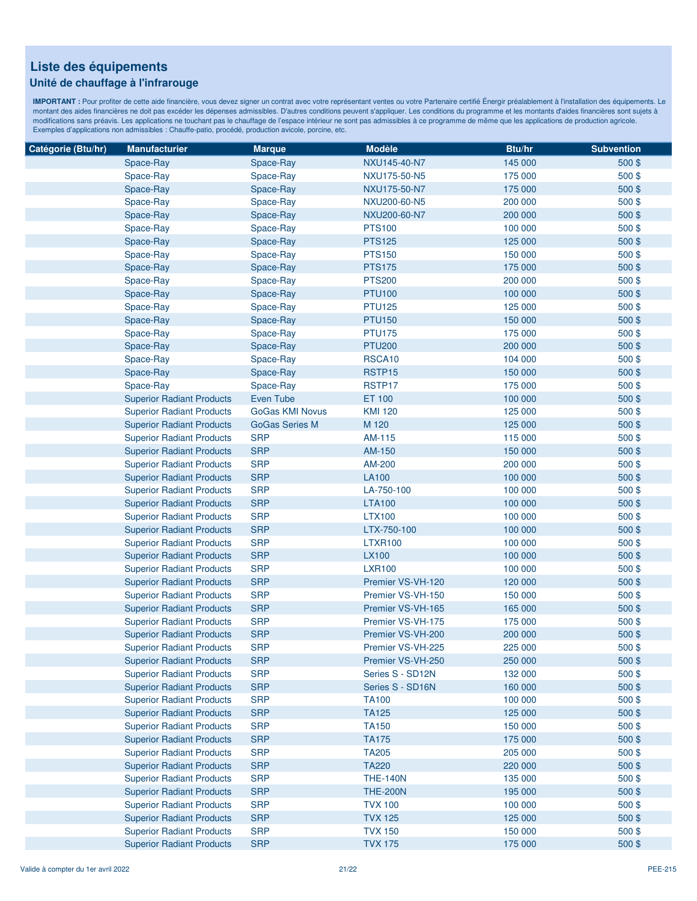## Liste des équipements

### Unité de chauffage à l'infrarouge

**IMPORTANT :** Pour profiter de cette aide financière, vous devez signer un contrat avec votre représentant ventes ou votre Partenaire certifié Énergir préalablement à l'installation des équipements. Le montant des aides financières ne doit pas excéder les dépenses admissibles. D'autres conditions peuvent s'appliquer. Les conditions du programme et les montants d'aides financières sont sujets à modifications sans préavis. Les applications ne touchant pas le chauffage de l'espace intérieur ne sont pas admissibles à ce programme de même que les applications de production agricole. Exemples d'applications non admissibles : Chauffe-patio, procédé, production avicole, porcine, etc.

| Catégorie (Btu/hr) | Manufacturier | Marque | Modèle | Btu/hr | Subvention |
|---|---|---|---|---|---|
| | Space-Ray | Space-Ray | NXU145-40-N7 | 145 000 | 500 $ |
| | Space-Ray | Space-Ray | NXU175-50-N5 | 175 000 | 500 $ |
| | Space-Ray | Space-Ray | NXU175-50-N7 | 175 000 | 500 $ |
| | Space-Ray | Space-Ray | NXU200-60-N5 | 200 000 | 500 $ |
| | Space-Ray | Space-Ray | NXU200-60-N7 | 200 000 | 500 $ |
| | Space-Ray | Space-Ray | PTS100 | 100 000 | 500 $ |
| | Space-Ray | Space-Ray | PTS125 | 125 000 | 500 $ |
| | Space-Ray | Space-Ray | PTS150 | 150 000 | 500 $ |
| | Space-Ray | Space-Ray | PTS175 | 175 000 | 500 $ |
| | Space-Ray | Space-Ray | PTS200 | 200 000 | 500 $ |
| | Space-Ray | Space-Ray | PTU100 | 100 000 | 500 $ |
| | Space-Ray | Space-Ray | PTU125 | 125 000 | 500 $ |
| | Space-Ray | Space-Ray | PTU150 | 150 000 | 500 $ |
| | Space-Ray | Space-Ray | PTU175 | 175 000 | 500 $ |
| | Space-Ray | Space-Ray | PTU200 | 200 000 | 500 $ |
| | Space-Ray | Space-Ray | RSCA10 | 104 000 | 500 $ |
| | Space-Ray | Space-Ray | RSTP15 | 150 000 | 500 $ |
| | Space-Ray | Space-Ray | RSTP17 | 175 000 | 500 $ |
| | Superior Radiant Products | Even Tube | ET 100 | 100 000 | 500 $ |
| | Superior Radiant Products | GoGas KMI Novus | KMI 120 | 125 000 | 500 $ |
| | Superior Radiant Products | GoGas Series M | M 120 | 125 000 | 500 $ |
| | Superior Radiant Products | SRP | AM-115 | 115 000 | 500 $ |
| | Superior Radiant Products | SRP | AM-150 | 150 000 | 500 $ |
| | Superior Radiant Products | SRP | AM-200 | 200 000 | 500 $ |
| | Superior Radiant Products | SRP | LA100 | 100 000 | 500 $ |
| | Superior Radiant Products | SRP | LA-750-100 | 100 000 | 500 $ |
| | Superior Radiant Products | SRP | LTA100 | 100 000 | 500 $ |
| | Superior Radiant Products | SRP | LTX100 | 100 000 | 500 $ |
| | Superior Radiant Products | SRP | LTX-750-100 | 100 000 | 500 $ |
| | Superior Radiant Products | SRP | LTXR100 | 100 000 | 500 $ |
| | Superior Radiant Products | SRP | LX100 | 100 000 | 500 $ |
| | Superior Radiant Products | SRP | LXR100 | 100 000 | 500 $ |
| | Superior Radiant Products | SRP | Premier VS-VH-120 | 120 000 | 500 $ |
| | Superior Radiant Products | SRP | Premier VS-VH-150 | 150 000 | 500 $ |
| | Superior Radiant Products | SRP | Premier VS-VH-165 | 165 000 | 500 $ |
| | Superior Radiant Products | SRP | Premier VS-VH-175 | 175 000 | 500 $ |
| | Superior Radiant Products | SRP | Premier VS-VH-200 | 200 000 | 500 $ |
| | Superior Radiant Products | SRP | Premier VS-VH-225 | 225 000 | 500 $ |
| | Superior Radiant Products | SRP | Premier VS-VH-250 | 250 000 | 500 $ |
| | Superior Radiant Products | SRP | Series S - SD12N | 132 000 | 500 $ |
| | Superior Radiant Products | SRP | Series S - SD16N | 160 000 | 500 $ |
| | Superior Radiant Products | SRP | TA100 | 100 000 | 500 $ |
| | Superior Radiant Products | SRP | TA125 | 125 000 | 500 $ |
| | Superior Radiant Products | SRP | TA150 | 150 000 | 500 $ |
| | Superior Radiant Products | SRP | TA175 | 175 000 | 500 $ |
| | Superior Radiant Products | SRP | TA205 | 205 000 | 500 $ |
| | Superior Radiant Products | SRP | TA220 | 220 000 | 500 $ |
| | Superior Radiant Products | SRP | THE-140N | 135 000 | 500 $ |
| | Superior Radiant Products | SRP | THE-200N | 195 000 | 500 $ |
| | Superior Radiant Products | SRP | TVX 100 | 100 000 | 500 $ |
| | Superior Radiant Products | SRP | TVX 125 | 125 000 | 500 $ |
| | Superior Radiant Products | SRP | TVX 150 | 150 000 | 500 $ |
| | Superior Radiant Products | SRP | TVX 175 | 175 000 | 500 $ |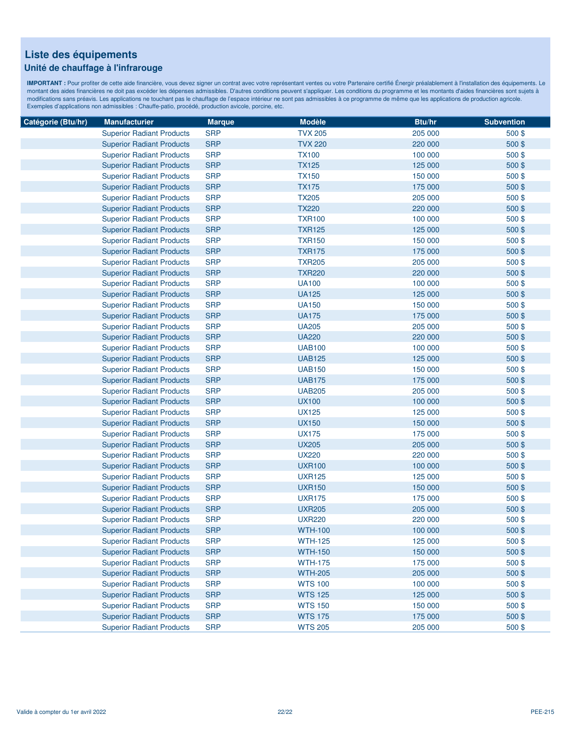# Liste des équipements

## Unité de chauffage à l'infrarouge

**IMPORTANT :** Pour profiter de cette aide financière, vous devez signer un contrat avec votre représentant ventes ou votre Partenaire certifié Énergir préalablement à l'installation des équipements. Le montant des aides financières ne doit pas excéder les dépenses admissibles. D'autres conditions peuvent s'appliquer. Les conditions du programme et les montants d'aides financières sont sujets à modifications sans préavis. Les applications ne touchant pas le chauffage de l'espace intérieur ne sont pas admissibles à ce programme de même que les applications de production agricole. Exemples d'applications non admissibles : Chauffe-patio, procédé, production avicole, porcine, etc.

| Catégorie (Btu/hr) | Manufacturier | Marque | Modèle | Btu/hr | Subvention |
|---|---|---|---|---|---|
| | Superior Radiant Products | SRP | TVX 205 | 205 000 | 500 $ |
| | Superior Radiant Products | SRP | TVX 220 | 220 000 | 500 $ |
| | Superior Radiant Products | SRP | TX100 | 100 000 | 500 $ |
| | Superior Radiant Products | SRP | TX125 | 125 000 | 500 $ |
| | Superior Radiant Products | SRP | TX150 | 150 000 | 500 $ |
| | Superior Radiant Products | SRP | TX175 | 175 000 | 500 $ |
| | Superior Radiant Products | SRP | TX205 | 205 000 | 500 $ |
| | Superior Radiant Products | SRP | TX220 | 220 000 | 500 $ |
| | Superior Radiant Products | SRP | TXR100 | 100 000 | 500 $ |
| | Superior Radiant Products | SRP | TXR125 | 125 000 | 500 $ |
| | Superior Radiant Products | SRP | TXR150 | 150 000 | 500 $ |
| | Superior Radiant Products | SRP | TXR175 | 175 000 | 500 $ |
| | Superior Radiant Products | SRP | TXR205 | 205 000 | 500 $ |
| | Superior Radiant Products | SRP | TXR220 | 220 000 | 500 $ |
| | Superior Radiant Products | SRP | UA100 | 100 000 | 500 $ |
| | Superior Radiant Products | SRP | UA125 | 125 000 | 500 $ |
| | Superior Radiant Products | SRP | UA150 | 150 000 | 500 $ |
| | Superior Radiant Products | SRP | UA175 | 175 000 | 500 $ |
| | Superior Radiant Products | SRP | UA205 | 205 000 | 500 $ |
| | Superior Radiant Products | SRP | UA220 | 220 000 | 500 $ |
| | Superior Radiant Products | SRP | UAB100 | 100 000 | 500 $ |
| | Superior Radiant Products | SRP | UAB125 | 125 000 | 500 $ |
| | Superior Radiant Products | SRP | UAB150 | 150 000 | 500 $ |
| | Superior Radiant Products | SRP | UAB175 | 175 000 | 500 $ |
| | Superior Radiant Products | SRP | UAB205 | 205 000 | 500 $ |
| | Superior Radiant Products | SRP | UX100 | 100 000 | 500 $ |
| | Superior Radiant Products | SRP | UX125 | 125 000 | 500 $ |
| | Superior Radiant Products | SRP | UX150 | 150 000 | 500 $ |
| | Superior Radiant Products | SRP | UX175 | 175 000 | 500 $ |
| | Superior Radiant Products | SRP | UX205 | 205 000 | 500 $ |
| | Superior Radiant Products | SRP | UX220 | 220 000 | 500 $ |
| | Superior Radiant Products | SRP | UXR100 | 100 000 | 500 $ |
| | Superior Radiant Products | SRP | UXR125 | 125 000 | 500 $ |
| | Superior Radiant Products | SRP | UXR150 | 150 000 | 500 $ |
| | Superior Radiant Products | SRP | UXR175 | 175 000 | 500 $ |
| | Superior Radiant Products | SRP | UXR205 | 205 000 | 500 $ |
| | Superior Radiant Products | SRP | UXR220 | 220 000 | 500 $ |
| | Superior Radiant Products | SRP | WTH-100 | 100 000 | 500 $ |
| | Superior Radiant Products | SRP | WTH-125 | 125 000 | 500 $ |
| | Superior Radiant Products | SRP | WTH-150 | 150 000 | 500 $ |
| | Superior Radiant Products | SRP | WTH-175 | 175 000 | 500 $ |
| | Superior Radiant Products | SRP | WTH-205 | 205 000 | 500 $ |
| | Superior Radiant Products | SRP | WTS 100 | 100 000 | 500 $ |
| | Superior Radiant Products | SRP | WTS 125 | 125 000 | 500 $ |
| | Superior Radiant Products | SRP | WTS 150 | 150 000 | 500 $ |
| | Superior Radiant Products | SRP | WTS 175 | 175 000 | 500 $ |
| | Superior Radiant Products | SRP | WTS 205 | 205 000 | 500 $ |

Valide à compter du 1er avril 2022

PEE-215